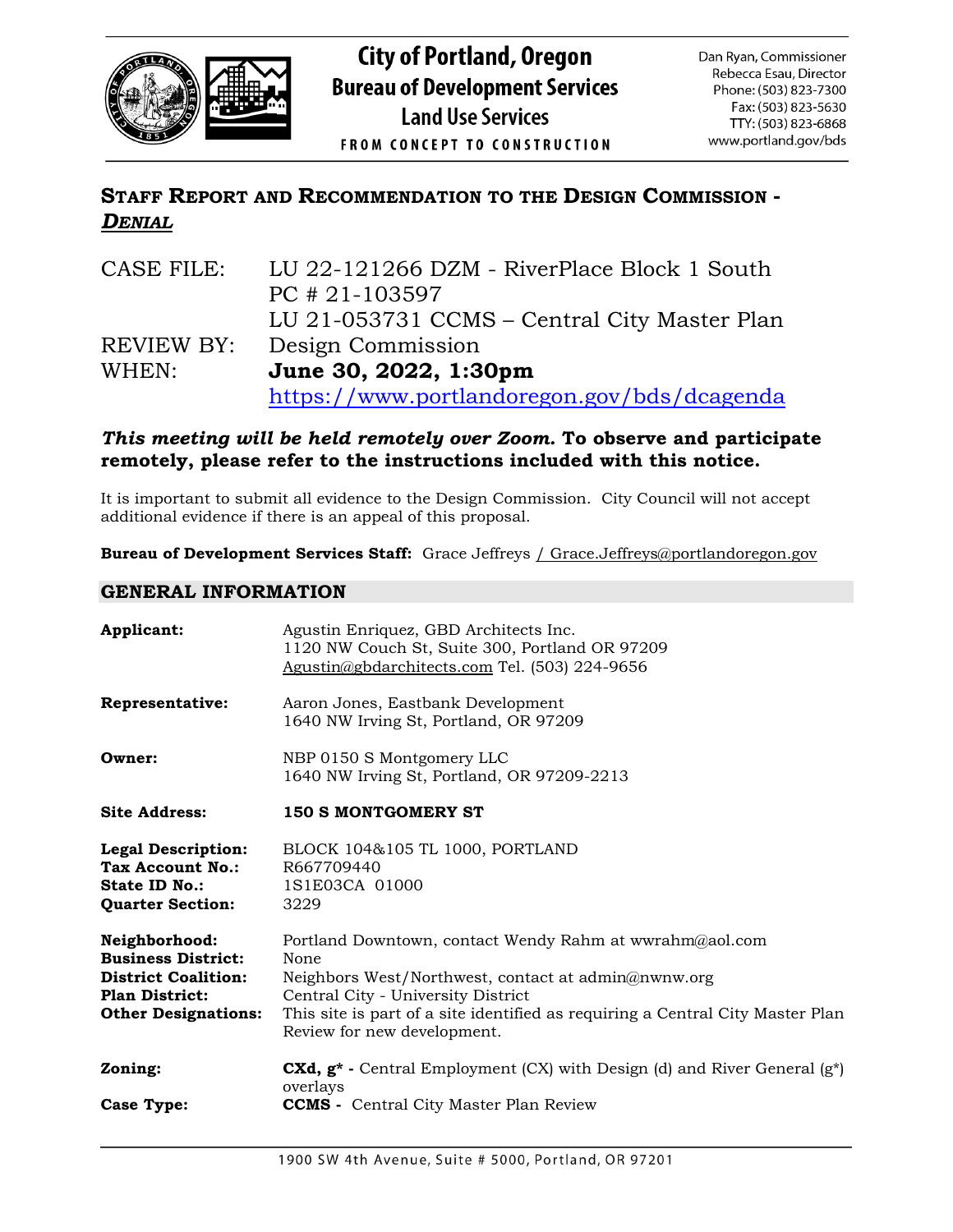City of Portland, Oregon
Bureau of Development Services
Land Use Services
FROM CONCEPT TO CONSTRUCTION

Dan Ryan, Commissioner
Rebecca Esau, Director
Phone: (503) 823-7300
Fax: (503) 823-5630
TTY: (503) 823-6868
www.portland.gov/bds

# STAFF REPORT AND RECOMMENDATION TO THE DESIGN COMMISSION - *DENIAL*

| | |
|---|---|
| CASE FILE: | LU 22-121266 DZM - RiverPlace Block 1 South<br>PC # 21-103597<br>LU 21-053731 CCMS – Central City Master Plan |
| REVIEW BY: | Design Commission |
| WHEN: | **June 30, 2022, 1:30pm**<br>https://www.portlandoregon.gov/bds/dcagenda |

***This meeting will be held remotely over Zoom.* To observe and participate remotely, please refer to the instructions included with this notice.**

It is important to submit all evidence to the Design Commission. City Council will not accept additional evidence if there is an appeal of this proposal.

**Bureau of Development Services Staff:** Grace Jeffreys / Grace.Jeffreys@portlandoregon.gov

## GENERAL INFORMATION

| | |
|---|---|
| **Applicant:** | Agustin Enriquez, GBD Architects Inc.<br>1120 NW Couch St, Suite 300, Portland OR 97209<br>Agustin@gbdarchitects.com Tel. (503) 224-9656 |
| **Representative:** | Aaron Jones, Eastbank Development<br>1640 NW Irving St, Portland, OR 97209 |
| **Owner:** | NBP 0150 S Montgomery LLC<br>1640 NW Irving St, Portland, OR 97209-2213 |
| **Site Address:** | **150 S MONTGOMERY ST** |
| **Legal Description:** | BLOCK 104&105 TL 1000, PORTLAND |
| **Tax Account No.:** | R667709440 |
| **State ID No.:** | 1S1E03CA 01000 |
| **Quarter Section:** | 3229 |
| **Neighborhood:** | Portland Downtown, contact Wendy Rahm at wwrahm@aol.com |
| **Business District:** | None |
| **District Coalition:** | Neighbors West/Northwest, contact at admin@nwnw.org |
| **Plan District:** | Central City - University District |
| **Other Designations:** | This site is part of a site identified as requiring a Central City Master Plan Review for new development. |
| **Zoning:** | **CXd, g\* -** Central Employment (CX) with Design (d) and River General (g*) overlays |
| **Case Type:** | **CCMS -** Central City Master Plan Review |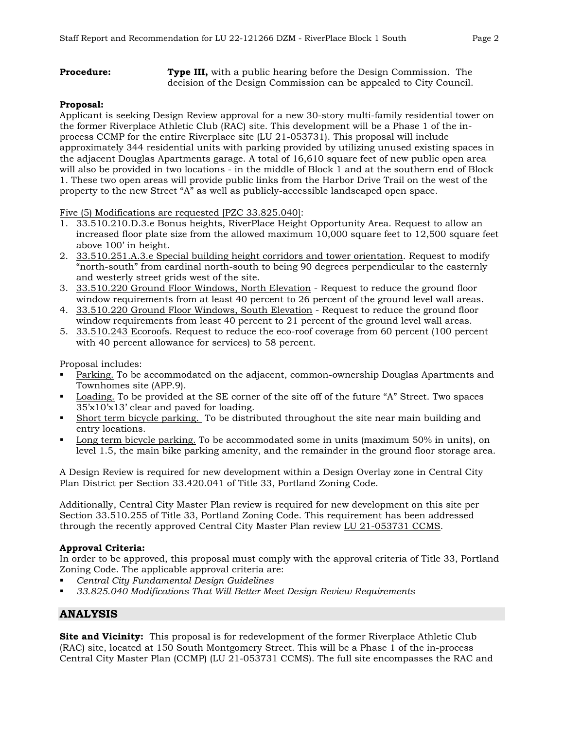**Procedure:** **Type III,** with a public hearing before the Design Commission. The decision of the Design Commission can be appealed to City Council.

**Proposal:**
Applicant is seeking Design Review approval for a new 30-story multi-family residential tower on the former Riverplace Athletic Club (RAC) site. This development will be a Phase 1 of the in-process CCMP for the entire Riverplace site (LU 21-053731). This proposal will include approximately 344 residential units with parking provided by utilizing unused existing spaces in the adjacent Douglas Apartments garage. A total of 16,610 square feet of new public open area will also be provided in two locations - in the middle of Block 1 and at the southern end of Block 1. These two open areas will provide public links from the Harbor Drive Trail on the west of the property to the new Street "A" as well as publicly-accessible landscaped open space.

Five (5) Modifications are requested [PZC 33.825.040]:

1. 33.510.210.D.3.e Bonus heights, RiverPlace Height Opportunity Area. Request to allow an increased floor plate size from the allowed maximum 10,000 square feet to 12,500 square feet above 100' in height.
2. 33.510.251.A.3.e Special building height corridors and tower orientation. Request to modify "north-south" from cardinal north-south to being 90 degrees perpendicular to the easterly and westerly street grids west of the site.
3. 33.510.220 Ground Floor Windows, North Elevation - Request to reduce the ground floor window requirements from at least 40 percent to 26 percent of the ground level wall areas.
4. 33.510.220 Ground Floor Windows, South Elevation - Request to reduce the ground floor window requirements from least 40 percent to 21 percent of the ground level wall areas.
5. 33.510.243 Ecoroofs. Request to reduce the eco-roof coverage from 60 percent (100 percent with 40 percent allowance for services) to 58 percent.

Proposal includes:

- Parking. To be accommodated on the adjacent, common-ownership Douglas Apartments and Townhomes site (APP.9).
- Loading. To be provided at the SE corner of the site off of the future "A" Street. Two spaces 35'x10'x13' clear and paved for loading.
- Short term bicycle parking. To be distributed throughout the site near main building and entry locations.
- Long term bicycle parking. To be accommodated some in units (maximum 50% in units), on level 1.5, the main bike parking amenity, and the remainder in the ground floor storage area.

A Design Review is required for new development within a Design Overlay zone in Central City Plan District per Section 33.420.041 of Title 33, Portland Zoning Code.

Additionally, Central City Master Plan review is required for new development on this site per Section 33.510.255 of Title 33, Portland Zoning Code. This requirement has been addressed through the recently approved Central City Master Plan review LU 21-053731 CCMS.

**Approval Criteria:**
In order to be approved, this proposal must comply with the approval criteria of Title 33, Portland Zoning Code. The applicable approval criteria are:

- *Central City Fundamental Design Guidelines*
- *33.825.040 Modifications That Will Better Meet Design Review Requirements*

## ANALYSIS

**Site and Vicinity:** This proposal is for redevelopment of the former Riverplace Athletic Club (RAC) site, located at 150 South Montgomery Street. This will be a Phase 1 of the in-process Central City Master Plan (CCMP) (LU 21-053731 CCMS). The full site encompasses the RAC and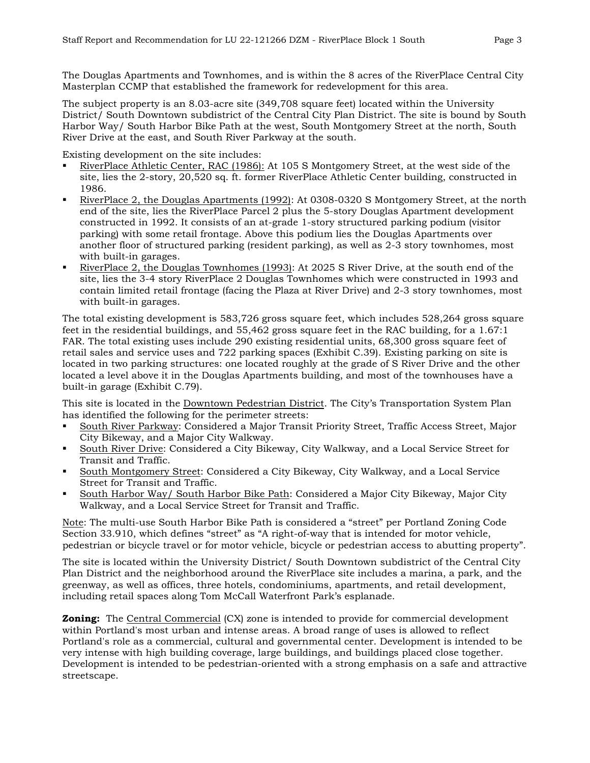The Douglas Apartments and Townhomes, and is within the 8 acres of the RiverPlace Central City Masterplan CCMP that established the framework for redevelopment for this area.

The subject property is an 8.03-acre site (349,708 square feet) located within the University District/ South Downtown subdistrict of the Central City Plan District. The site is bound by South Harbor Way/ South Harbor Bike Path at the west, South Montgomery Street at the north, South River Drive at the east, and South River Parkway at the south.

Existing development on the site includes:

- RiverPlace Athletic Center, RAC (1986): At 105 S Montgomery Street, at the west side of the site, lies the 2-story, 20,520 sq. ft. former RiverPlace Athletic Center building, constructed in 1986.
- RiverPlace 2, the Douglas Apartments (1992): At 0308-0320 S Montgomery Street, at the north end of the site, lies the RiverPlace Parcel 2 plus the 5-story Douglas Apartment development constructed in 1992. It consists of an at-grade 1-story structured parking podium (visitor parking) with some retail frontage. Above this podium lies the Douglas Apartments over another floor of structured parking (resident parking), as well as 2-3 story townhomes, most with built-in garages.
- RiverPlace 2, the Douglas Townhomes (1993): At 2025 S River Drive, at the south end of the site, lies the 3-4 story RiverPlace 2 Douglas Townhomes which were constructed in 1993 and contain limited retail frontage (facing the Plaza at River Drive) and 2-3 story townhomes, most with built-in garages.

The total existing development is 583,726 gross square feet, which includes 528,264 gross square feet in the residential buildings, and 55,462 gross square feet in the RAC building, for a 1.67:1 FAR. The total existing uses include 290 existing residential units, 68,300 gross square feet of retail sales and service uses and 722 parking spaces (Exhibit C.39). Existing parking on site is located in two parking structures: one located roughly at the grade of S River Drive and the other located a level above it in the Douglas Apartments building, and most of the townhouses have a built-in garage (Exhibit C.79).

This site is located in the Downtown Pedestrian District. The City's Transportation System Plan has identified the following for the perimeter streets:

- South River Parkway: Considered a Major Transit Priority Street, Traffic Access Street, Major City Bikeway, and a Major City Walkway.
- South River Drive: Considered a City Bikeway, City Walkway, and a Local Service Street for Transit and Traffic.
- South Montgomery Street: Considered a City Bikeway, City Walkway, and a Local Service Street for Transit and Traffic.
- South Harbor Way/ South Harbor Bike Path: Considered a Major City Bikeway, Major City Walkway, and a Local Service Street for Transit and Traffic.

Note: The multi-use South Harbor Bike Path is considered a "street" per Portland Zoning Code Section 33.910, which defines "street" as "A right-of-way that is intended for motor vehicle, pedestrian or bicycle travel or for motor vehicle, bicycle or pedestrian access to abutting property".

The site is located within the University District/ South Downtown subdistrict of the Central City Plan District and the neighborhood around the RiverPlace site includes a marina, a park, and the greenway, as well as offices, three hotels, condominiums, apartments, and retail development, including retail spaces along Tom McCall Waterfront Park's esplanade.

**Zoning:** The Central Commercial (CX) zone is intended to provide for commercial development within Portland's most urban and intense areas. A broad range of uses is allowed to reflect Portland's role as a commercial, cultural and governmental center. Development is intended to be very intense with high building coverage, large buildings, and buildings placed close together. Development is intended to be pedestrian-oriented with a strong emphasis on a safe and attractive streetscape.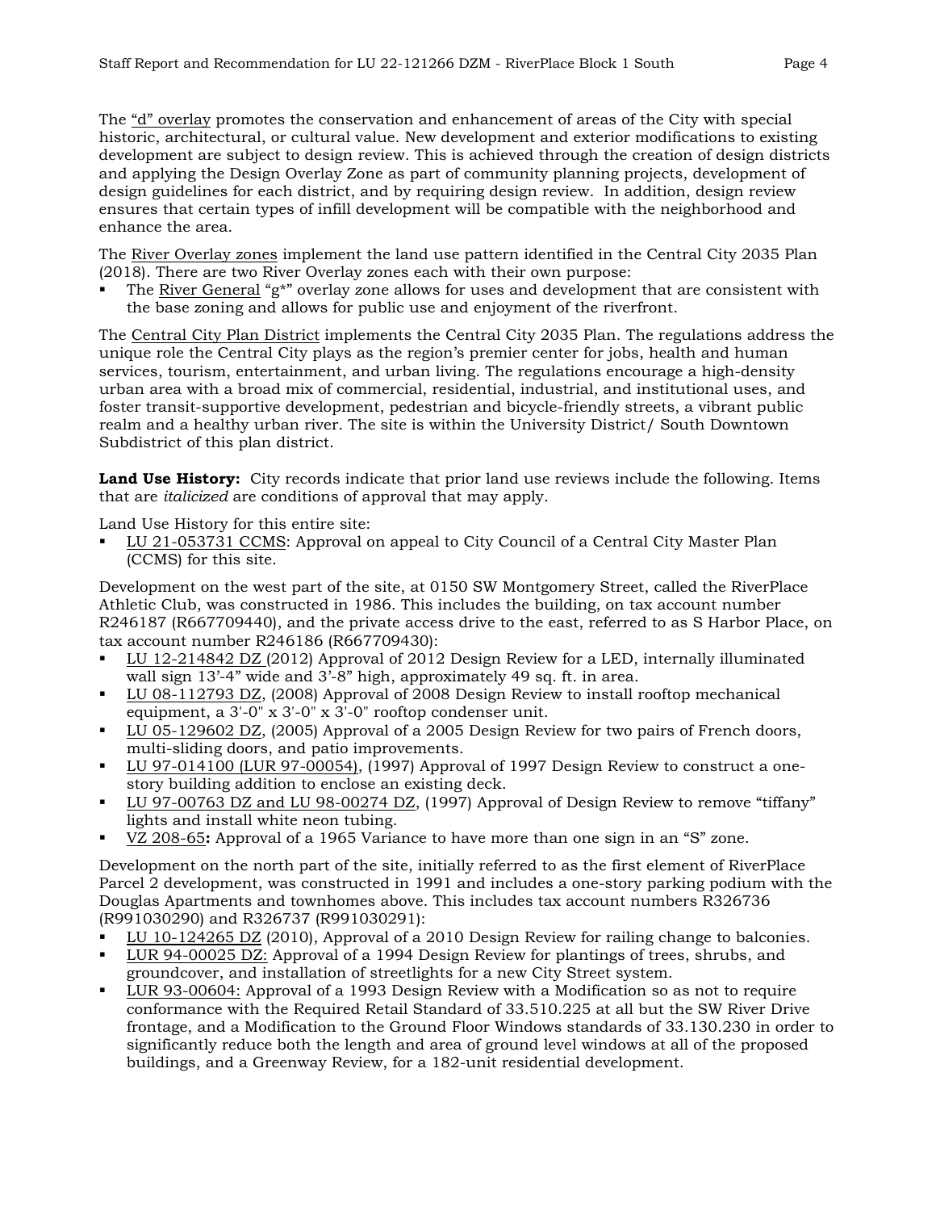The "d" overlay promotes the conservation and enhancement of areas of the City with special historic, architectural, or cultural value. New development and exterior modifications to existing development are subject to design review. This is achieved through the creation of design districts and applying the Design Overlay Zone as part of community planning projects, development of design guidelines for each district, and by requiring design review. In addition, design review ensures that certain types of infill development will be compatible with the neighborhood and enhance the area.

The River Overlay zones implement the land use pattern identified in the Central City 2035 Plan (2018). There are two River Overlay zones each with their own purpose:

- The River General "g*" overlay zone allows for uses and development that are consistent with the base zoning and allows for public use and enjoyment of the riverfront.

The Central City Plan District implements the Central City 2035 Plan. The regulations address the unique role the Central City plays as the region's premier center for jobs, health and human services, tourism, entertainment, and urban living. The regulations encourage a high-density urban area with a broad mix of commercial, residential, industrial, and institutional uses, and foster transit-supportive development, pedestrian and bicycle-friendly streets, a vibrant public realm and a healthy urban river. The site is within the University District/ South Downtown Subdistrict of this plan district.

**Land Use History:** City records indicate that prior land use reviews include the following. Items that are *italicized* are conditions of approval that may apply.

Land Use History for this entire site:

- LU 21-053731 CCMS: Approval on appeal to City Council of a Central City Master Plan (CCMS) for this site.

Development on the west part of the site, at 0150 SW Montgomery Street, called the RiverPlace Athletic Club, was constructed in 1986. This includes the building, on tax account number R246187 (R667709440), and the private access drive to the east, referred to as S Harbor Place, on tax account number R246186 (R667709430):

- LU 12-214842 DZ (2012) Approval of 2012 Design Review for a LED, internally illuminated wall sign 13'-4" wide and 3'-8" high, approximately 49 sq. ft. in area.
- LU 08-112793 DZ, (2008) Approval of 2008 Design Review to install rooftop mechanical equipment, a 3'-0" x 3'-0" x 3'-0" rooftop condenser unit.
- LU 05-129602 DZ, (2005) Approval of a 2005 Design Review for two pairs of French doors, multi-sliding doors, and patio improvements.
- LU 97-014100 (LUR 97-00054), (1997) Approval of 1997 Design Review to construct a one-story building addition to enclose an existing deck.
- LU 97-00763 DZ and LU 98-00274 DZ, (1997) Approval of Design Review to remove "tiffany" lights and install white neon tubing.
- VZ 208-65**:** Approval of a 1965 Variance to have more than one sign in an "S" zone.

Development on the north part of the site, initially referred to as the first element of RiverPlace Parcel 2 development, was constructed in 1991 and includes a one-story parking podium with the Douglas Apartments and townhomes above. This includes tax account numbers R326736 (R991030290) and R326737 (R991030291):

- LU 10-124265 DZ (2010), Approval of a 2010 Design Review for railing change to balconies.
- LUR 94-00025 DZ: Approval of a 1994 Design Review for plantings of trees, shrubs, and groundcover, and installation of streetlights for a new City Street system.
- LUR 93-00604: Approval of a 1993 Design Review with a Modification so as not to require conformance with the Required Retail Standard of 33.510.225 at all but the SW River Drive frontage, and a Modification to the Ground Floor Windows standards of 33.130.230 in order to significantly reduce both the length and area of ground level windows at all of the proposed buildings, and a Greenway Review, for a 182-unit residential development.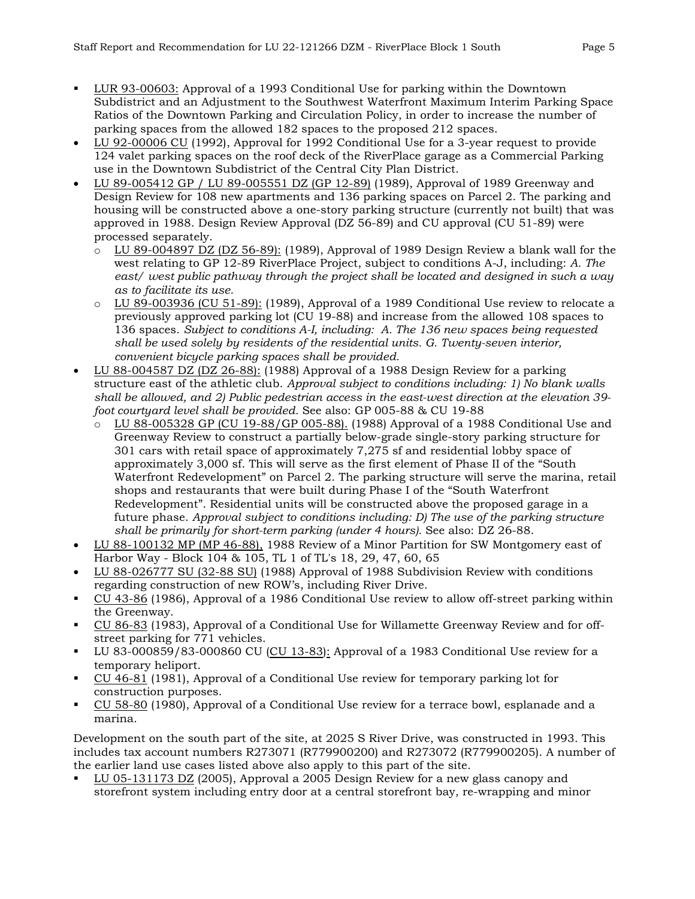- <u>LUR 93-00603:</u> Approval of a 1993 Conditional Use for parking within the Downtown Subdistrict and an Adjustment to the Southwest Waterfront Maximum Interim Parking Space Ratios of the Downtown Parking and Circulation Policy, in order to increase the number of parking spaces from the allowed 182 spaces to the proposed 212 spaces.
- <u>LU 92-00006 CU</u> (1992), Approval for 1992 Conditional Use for a 3-year request to provide 124 valet parking spaces on the roof deck of the RiverPlace garage as a Commercial Parking use in the Downtown Subdistrict of the Central City Plan District.
- <u>LU 89-005412 GP / LU 89-005551 DZ (GP 12-89)</u> (1989), Approval of 1989 Greenway and Design Review for 108 new apartments and 136 parking spaces on Parcel 2. The parking and housing will be constructed above a one-story parking structure (currently not built) that was approved in 1988. Design Review Approval (DZ 56-89) and CU approval (CU 51-89) were processed separately.
  - <u>LU 89-004897 DZ (DZ 56-89):</u> (1989), Approval of 1989 Design Review a blank wall for the west relating to GP 12-89 RiverPlace Project, subject to conditions A-J, including: *A. The east/ west public pathway through the project shall be located and designed in such a way as to facilitate its use.*
  - <u>LU 89-003936 (CU 51-89):</u> (1989), Approval of a 1989 Conditional Use review to relocate a previously approved parking lot (CU 19-88) and increase from the allowed 108 spaces to 136 spaces. *Subject to conditions A-I, including: A. The 136 new spaces being requested shall be used solely by residents of the residential units. G. Twenty-seven interior, convenient bicycle parking spaces shall be provided.*
- <u>LU 88-004587 DZ (DZ 26-88):</u> (1988) Approval of a 1988 Design Review for a parking structure east of the athletic club. *Approval subject to conditions including: 1) No blank walls shall be allowed, and 2) Public pedestrian access in the east-west direction at the elevation 39-foot courtyard level shall be provided.* See also: GP 005-88 & CU 19-88
  - <u>LU 88-005328 GP (CU 19-88/GP 005-88).</u> (1988) Approval of a 1988 Conditional Use and Greenway Review to construct a partially below-grade single-story parking structure for 301 cars with retail space of approximately 7,275 sf and residential lobby space of approximately 3,000 sf. This will serve as the first element of Phase II of the "South Waterfront Redevelopment" on Parcel 2. The parking structure will serve the marina, retail shops and restaurants that were built during Phase I of the "South Waterfront Redevelopment". Residential units will be constructed above the proposed garage in a future phase. *Approval subject to conditions including: D) The use of the parking structure shall be primarily for short-term parking (under 4 hours).* See also: DZ 26-88.
- <u>LU 88-100132 MP (MP 46-88),</u> 1988 Review of a Minor Partition for SW Montgomery east of Harbor Way - Block 104 & 105, TL 1 of TL's 18, 29, 47, 60, 65
- <u>LU 88-026777 SU (32-88 SU)</u> (1988) Approval of 1988 Subdivision Review with conditions regarding construction of new ROW's, including River Drive.
- <u>CU 43-86</u> (1986), Approval of a 1986 Conditional Use review to allow off-street parking within the Greenway.
- <u>CU 86-83</u> (1983), Approval of a Conditional Use for Willamette Greenway Review and for off-street parking for 771 vehicles.
- LU 83-000859/83-000860 CU (<u>CU 13-83</u>): Approval of a 1983 Conditional Use review for a temporary heliport.
- <u>CU 46-81</u> (1981), Approval of a Conditional Use review for temporary parking lot for construction purposes.
- <u>CU 58-80</u> (1980), Approval of a Conditional Use review for a terrace bowl, esplanade and a marina.

Development on the south part of the site, at 2025 S River Drive, was constructed in 1993. This includes tax account numbers R273071 (R779900200) and R273072 (R779900205). A number of the earlier land use cases listed above also apply to this part of the site.

- <u>LU 05-131173 DZ</u> (2005), Approval a 2005 Design Review for a new glass canopy and storefront system including entry door at a central storefront bay, re-wrapping and minor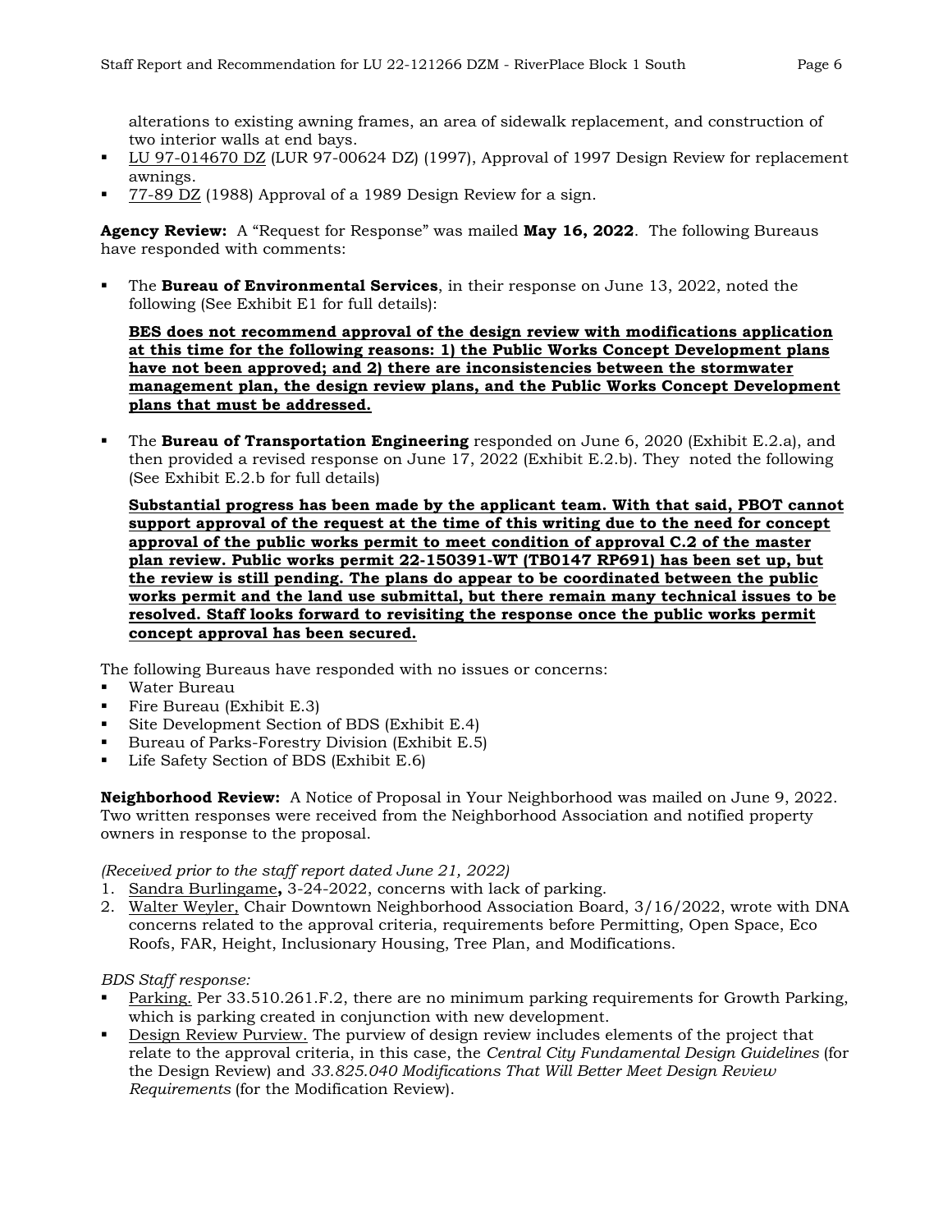alterations to existing awning frames, an area of sidewalk replacement, and construction of two interior walls at end bays.

- LU 97-014670 DZ (LUR 97-00624 DZ) (1997), Approval of 1997 Design Review for replacement awnings.
- 77-89 DZ (1988) Approval of a 1989 Design Review for a sign.

**Agency Review:** A "Request for Response" was mailed **May 16, 2022**. The following Bureaus have responded with comments:

- The **Bureau of Environmental Services**, in their response on June 13, 2022, noted the following (See Exhibit E1 for full details):

  **BES does not recommend approval of the design review with modifications application at this time for the following reasons: 1) the Public Works Concept Development plans have not been approved; and 2) there are inconsistencies between the stormwater management plan, the design review plans, and the Public Works Concept Development plans that must be addressed.**

- The **Bureau of Transportation Engineering** responded on June 6, 2020 (Exhibit E.2.a), and then provided a revised response on June 17, 2022 (Exhibit E.2.b). They noted the following (See Exhibit E.2.b for full details)

  **Substantial progress has been made by the applicant team. With that said, PBOT cannot support approval of the request at the time of this writing due to the need for concept approval of the public works permit to meet condition of approval C.2 of the master plan review. Public works permit 22-150391-WT (TB0147 RP691) has been set up, but the review is still pending. The plans do appear to be coordinated between the public works permit and the land use submittal, but there remain many technical issues to be resolved. Staff looks forward to revisiting the response once the public works permit concept approval has been secured.**

The following Bureaus have responded with no issues or concerns:

- Water Bureau
- Fire Bureau (Exhibit E.3)
- Site Development Section of BDS (Exhibit E.4)
- Bureau of Parks-Forestry Division (Exhibit E.5)
- Life Safety Section of BDS (Exhibit E.6)

**Neighborhood Review:** A Notice of Proposal in Your Neighborhood was mailed on June 9, 2022. Two written responses were received from the Neighborhood Association and notified property owners in response to the proposal.

*(Received prior to the staff report dated June 21, 2022)*

1. Sandra Burlingame**,** 3-24-2022, concerns with lack of parking.
2. Walter Weyler, Chair Downtown Neighborhood Association Board, 3/16/2022, wrote with DNA concerns related to the approval criteria, requirements before Permitting, Open Space, Eco Roofs, FAR, Height, Inclusionary Housing, Tree Plan, and Modifications.

*BDS Staff response:*

- Parking. Per 33.510.261.F.2, there are no minimum parking requirements for Growth Parking, which is parking created in conjunction with new development.
- Design Review Purview. The purview of design review includes elements of the project that relate to the approval criteria, in this case, the *Central City Fundamental Design Guidelines* (for the Design Review) and *33.825.040 Modifications That Will Better Meet Design Review Requirements* (for the Modification Review).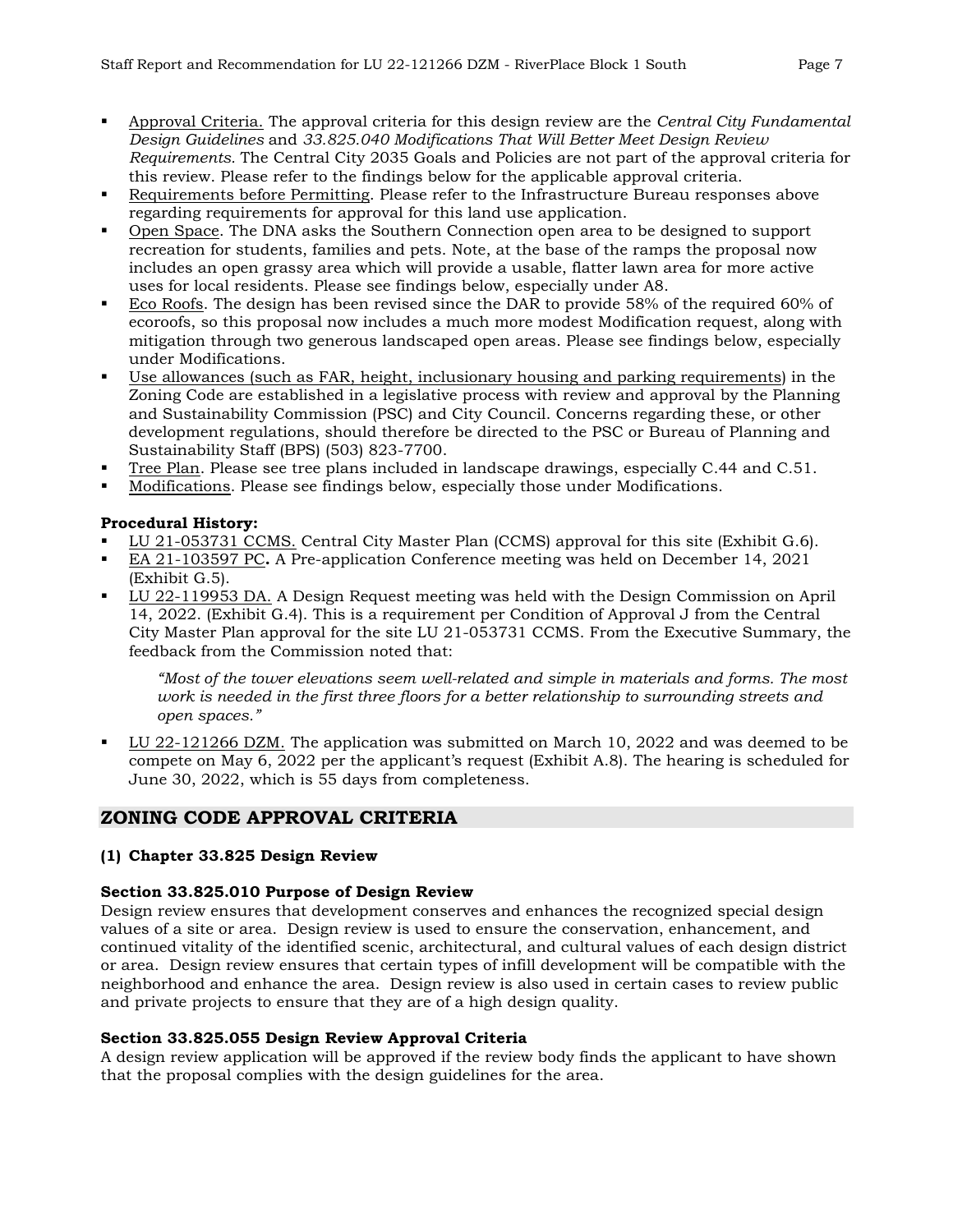- Approval Criteria. The approval criteria for this design review are the *Central City Fundamental Design Guidelines* and *33.825.040 Modifications That Will Better Meet Design Review Requirements.* The Central City 2035 Goals and Policies are not part of the approval criteria for this review. Please refer to the findings below for the applicable approval criteria.
- Requirements before Permitting. Please refer to the Infrastructure Bureau responses above regarding requirements for approval for this land use application.
- Open Space. The DNA asks the Southern Connection open area to be designed to support recreation for students, families and pets. Note, at the base of the ramps the proposal now includes an open grassy area which will provide a usable, flatter lawn area for more active uses for local residents. Please see findings below, especially under A8.
- Eco Roofs. The design has been revised since the DAR to provide 58% of the required 60% of ecoroofs, so this proposal now includes a much more modest Modification request, along with mitigation through two generous landscaped open areas. Please see findings below, especially under Modifications.
- Use allowances (such as FAR, height, inclusionary housing and parking requirements) in the Zoning Code are established in a legislative process with review and approval by the Planning and Sustainability Commission (PSC) and City Council. Concerns regarding these, or other development regulations, should therefore be directed to the PSC or Bureau of Planning and Sustainability Staff (BPS) (503) 823-7700.
- Tree Plan. Please see tree plans included in landscape drawings, especially C.44 and C.51.
- Modifications. Please see findings below, especially those under Modifications.

**Procedural History:**

- LU 21-053731 CCMS. Central City Master Plan (CCMS) approval for this site (Exhibit G.6).
- EA 21-103597 PC**.** A Pre-application Conference meeting was held on December 14, 2021 (Exhibit G.5).
- LU 22-119953 DA. A Design Request meeting was held with the Design Commission on April 14, 2022. (Exhibit G.4). This is a requirement per Condition of Approval J from the Central City Master Plan approval for the site LU 21-053731 CCMS. From the Executive Summary, the feedback from the Commission noted that:

  *"Most of the tower elevations seem well-related and simple in materials and forms. The most work is needed in the first three floors for a better relationship to surrounding streets and open spaces."*

- LU 22-121266 DZM. The application was submitted on March 10, 2022 and was deemed to be compete on May 6, 2022 per the applicant's request (Exhibit A.8). The hearing is scheduled for June 30, 2022, which is 55 days from completeness.

## ZONING CODE APPROVAL CRITERIA

### (1) Chapter 33.825 Design Review

**Section 33.825.010 Purpose of Design Review**

Design review ensures that development conserves and enhances the recognized special design values of a site or area. Design review is used to ensure the conservation, enhancement, and continued vitality of the identified scenic, architectural, and cultural values of each design district or area. Design review ensures that certain types of infill development will be compatible with the neighborhood and enhance the area. Design review is also used in certain cases to review public and private projects to ensure that they are of a high design quality.

**Section 33.825.055 Design Review Approval Criteria**

A design review application will be approved if the review body finds the applicant to have shown that the proposal complies with the design guidelines for the area.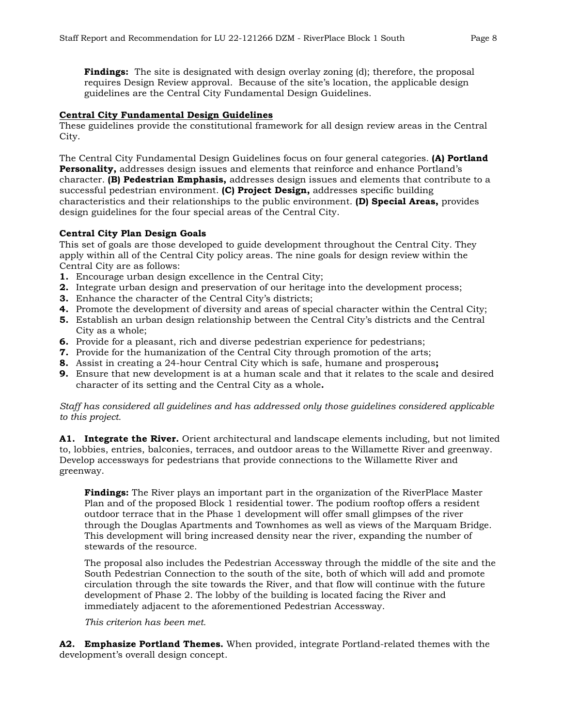**Findings:** The site is designated with design overlay zoning (d); therefore, the proposal requires Design Review approval. Because of the site's location, the applicable design guidelines are the Central City Fundamental Design Guidelines.

**Central City Fundamental Design Guidelines**

These guidelines provide the constitutional framework for all design review areas in the Central City.

The Central City Fundamental Design Guidelines focus on four general categories. **(A) Portland Personality,** addresses design issues and elements that reinforce and enhance Portland's character. **(B) Pedestrian Emphasis,** addresses design issues and elements that contribute to a successful pedestrian environment. **(C) Project Design,** addresses specific building characteristics and their relationships to the public environment. **(D) Special Areas,** provides design guidelines for the four special areas of the Central City.

**Central City Plan Design Goals**

This set of goals are those developed to guide development throughout the Central City. They apply within all of the Central City policy areas. The nine goals for design review within the Central City are as follows:

1. Encourage urban design excellence in the Central City;
2. Integrate urban design and preservation of our heritage into the development process;
3. Enhance the character of the Central City's districts;
4. Promote the development of diversity and areas of special character within the Central City;
5. Establish an urban design relationship between the Central City's districts and the Central City as a whole;
6. Provide for a pleasant, rich and diverse pedestrian experience for pedestrians;
7. Provide for the humanization of the Central City through promotion of the arts;
8. Assist in creating a 24-hour Central City which is safe, humane and prosperous**;**
9. Ensure that new development is at a human scale and that it relates to the scale and desired character of its setting and the Central City as a whole**.**

*Staff has considered all guidelines and has addressed only those guidelines considered applicable to this project.*

**A1. Integrate the River.** Orient architectural and landscape elements including, but not limited to, lobbies, entries, balconies, terraces, and outdoor areas to the Willamette River and greenway. Develop accessways for pedestrians that provide connections to the Willamette River and greenway.

**Findings:** The River plays an important part in the organization of the RiverPlace Master Plan and of the proposed Block 1 residential tower. The podium rooftop offers a resident outdoor terrace that in the Phase 1 development will offer small glimpses of the river through the Douglas Apartments and Townhomes as well as views of the Marquam Bridge. This development will bring increased density near the river, expanding the number of stewards of the resource.

The proposal also includes the Pedestrian Accessway through the middle of the site and the South Pedestrian Connection to the south of the site, both of which will add and promote circulation through the site towards the River, and that flow will continue with the future development of Phase 2. The lobby of the building is located facing the River and immediately adjacent to the aforementioned Pedestrian Accessway.

*This criterion has been met.*

**A2. Emphasize Portland Themes.** When provided, integrate Portland-related themes with the development's overall design concept.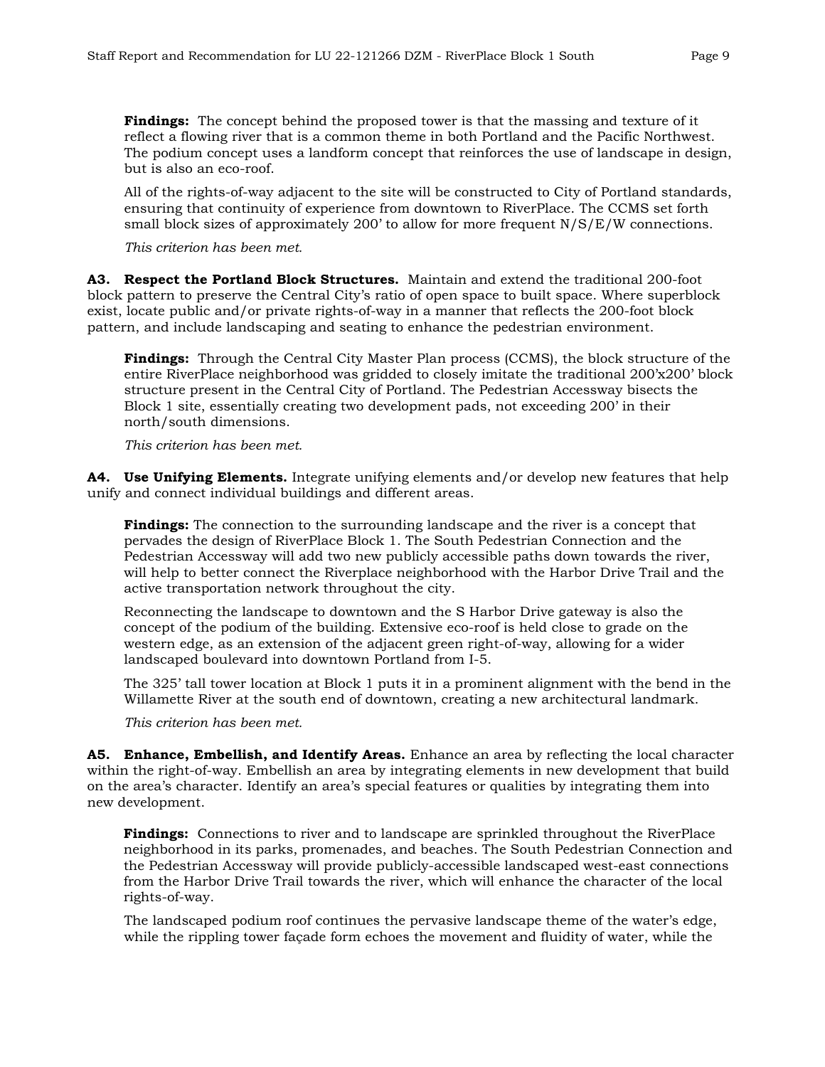**Findings:** The concept behind the proposed tower is that the massing and texture of it reflect a flowing river that is a common theme in both Portland and the Pacific Northwest. The podium concept uses a landform concept that reinforces the use of landscape in design, but is also an eco-roof.

All of the rights-of-way adjacent to the site will be constructed to City of Portland standards, ensuring that continuity of experience from downtown to RiverPlace. The CCMS set forth small block sizes of approximately 200' to allow for more frequent N/S/E/W connections.

*This criterion has been met.*

**A3. Respect the Portland Block Structures.** Maintain and extend the traditional 200-foot block pattern to preserve the Central City's ratio of open space to built space. Where superblock exist, locate public and/or private rights-of-way in a manner that reflects the 200-foot block pattern, and include landscaping and seating to enhance the pedestrian environment.

**Findings:** Through the Central City Master Plan process (CCMS), the block structure of the entire RiverPlace neighborhood was gridded to closely imitate the traditional 200'x200' block structure present in the Central City of Portland. The Pedestrian Accessway bisects the Block 1 site, essentially creating two development pads, not exceeding 200' in their north/south dimensions.

*This criterion has been met.*

**A4. Use Unifying Elements.** Integrate unifying elements and/or develop new features that help unify and connect individual buildings and different areas.

**Findings:** The connection to the surrounding landscape and the river is a concept that pervades the design of RiverPlace Block 1. The South Pedestrian Connection and the Pedestrian Accessway will add two new publicly accessible paths down towards the river, will help to better connect the Riverplace neighborhood with the Harbor Drive Trail and the active transportation network throughout the city.

Reconnecting the landscape to downtown and the S Harbor Drive gateway is also the concept of the podium of the building. Extensive eco-roof is held close to grade on the western edge, as an extension of the adjacent green right-of-way, allowing for a wider landscaped boulevard into downtown Portland from I-5.

The 325' tall tower location at Block 1 puts it in a prominent alignment with the bend in the Willamette River at the south end of downtown, creating a new architectural landmark.

*This criterion has been met.*

**A5. Enhance, Embellish, and Identify Areas.** Enhance an area by reflecting the local character within the right-of-way. Embellish an area by integrating elements in new development that build on the area's character. Identify an area's special features or qualities by integrating them into new development.

**Findings:** Connections to river and to landscape are sprinkled throughout the RiverPlace neighborhood in its parks, promenades, and beaches. The South Pedestrian Connection and the Pedestrian Accessway will provide publicly-accessible landscaped west-east connections from the Harbor Drive Trail towards the river, which will enhance the character of the local rights-of-way.

The landscaped podium roof continues the pervasive landscape theme of the water's edge, while the rippling tower façade form echoes the movement and fluidity of water, while the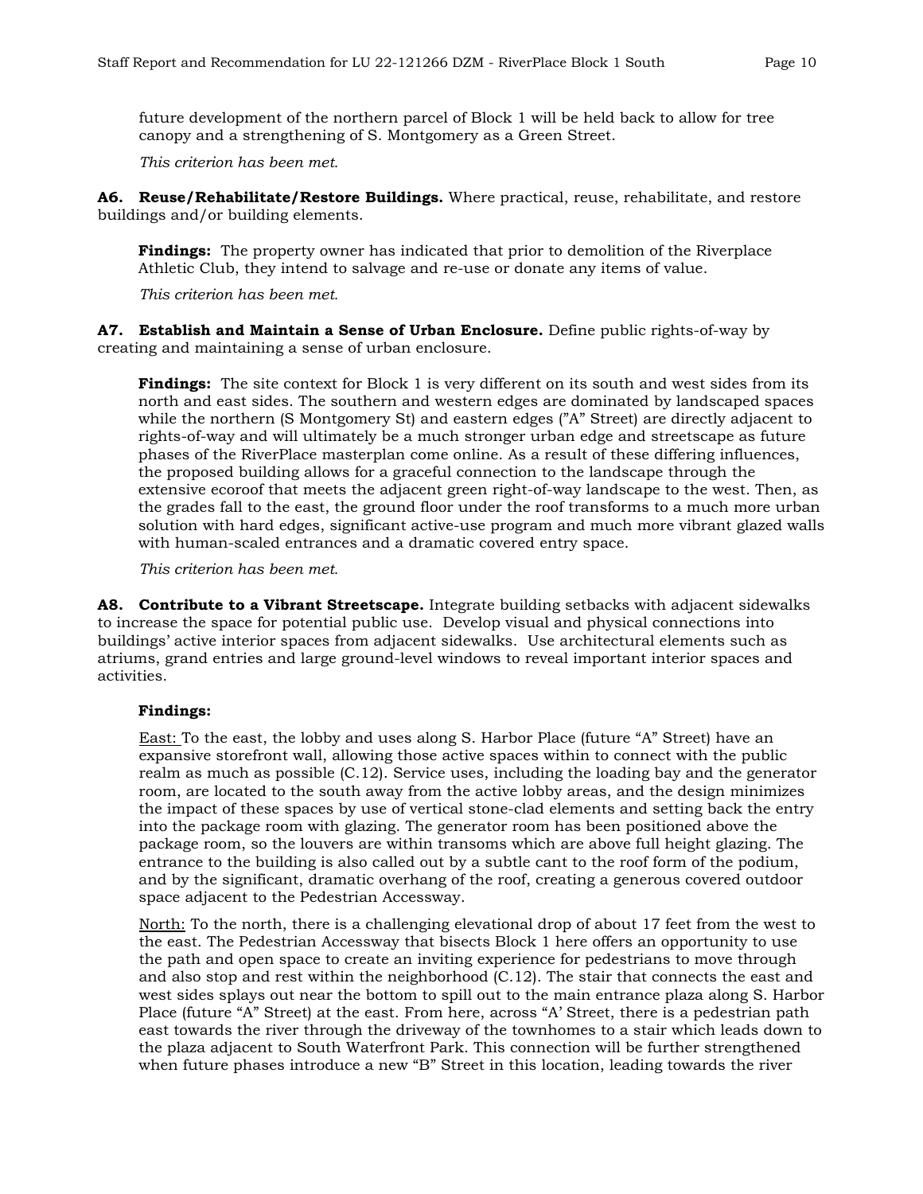future development of the northern parcel of Block 1 will be held back to allow for tree canopy and a strengthening of S. Montgomery as a Green Street.

*This criterion has been met.*

**A6. Reuse/Rehabilitate/Restore Buildings.** Where practical, reuse, rehabilitate, and restore buildings and/or building elements.

**Findings:** The property owner has indicated that prior to demolition of the Riverplace Athletic Club, they intend to salvage and re-use or donate any items of value.

*This criterion has been met.*

**A7. Establish and Maintain a Sense of Urban Enclosure.** Define public rights-of-way by creating and maintaining a sense of urban enclosure.

**Findings:** The site context for Block 1 is very different on its south and west sides from its north and east sides. The southern and western edges are dominated by landscaped spaces while the northern (S Montgomery St) and eastern edges ("A" Street) are directly adjacent to rights-of-way and will ultimately be a much stronger urban edge and streetscape as future phases of the RiverPlace masterplan come online. As a result of these differing influences, the proposed building allows for a graceful connection to the landscape through the extensive ecoroof that meets the adjacent green right-of-way landscape to the west. Then, as the grades fall to the east, the ground floor under the roof transforms to a much more urban solution with hard edges, significant active-use program and much more vibrant glazed walls with human-scaled entrances and a dramatic covered entry space.

*This criterion has been met.*

**A8. Contribute to a Vibrant Streetscape.** Integrate building setbacks with adjacent sidewalks to increase the space for potential public use. Develop visual and physical connections into buildings' active interior spaces from adjacent sidewalks. Use architectural elements such as atriums, grand entries and large ground-level windows to reveal important interior spaces and activities.

**Findings:**

East: To the east, the lobby and uses along S. Harbor Place (future "A" Street) have an expansive storefront wall, allowing those active spaces within to connect with the public realm as much as possible (C.12). Service uses, including the loading bay and the generator room, are located to the south away from the active lobby areas, and the design minimizes the impact of these spaces by use of vertical stone-clad elements and setting back the entry into the package room with glazing. The generator room has been positioned above the package room, so the louvers are within transoms which are above full height glazing. The entrance to the building is also called out by a subtle cant to the roof form of the podium, and by the significant, dramatic overhang of the roof, creating a generous covered outdoor space adjacent to the Pedestrian Accessway.

North: To the north, there is a challenging elevational drop of about 17 feet from the west to the east. The Pedestrian Accessway that bisects Block 1 here offers an opportunity to use the path and open space to create an inviting experience for pedestrians to move through and also stop and rest within the neighborhood (C.12). The stair that connects the east and west sides splays out near the bottom to spill out to the main entrance plaza along S. Harbor Place (future "A" Street) at the east. From here, across "A' Street, there is a pedestrian path east towards the river through the driveway of the townhomes to a stair which leads down to the plaza adjacent to South Waterfront Park. This connection will be further strengthened when future phases introduce a new "B" Street in this location, leading towards the river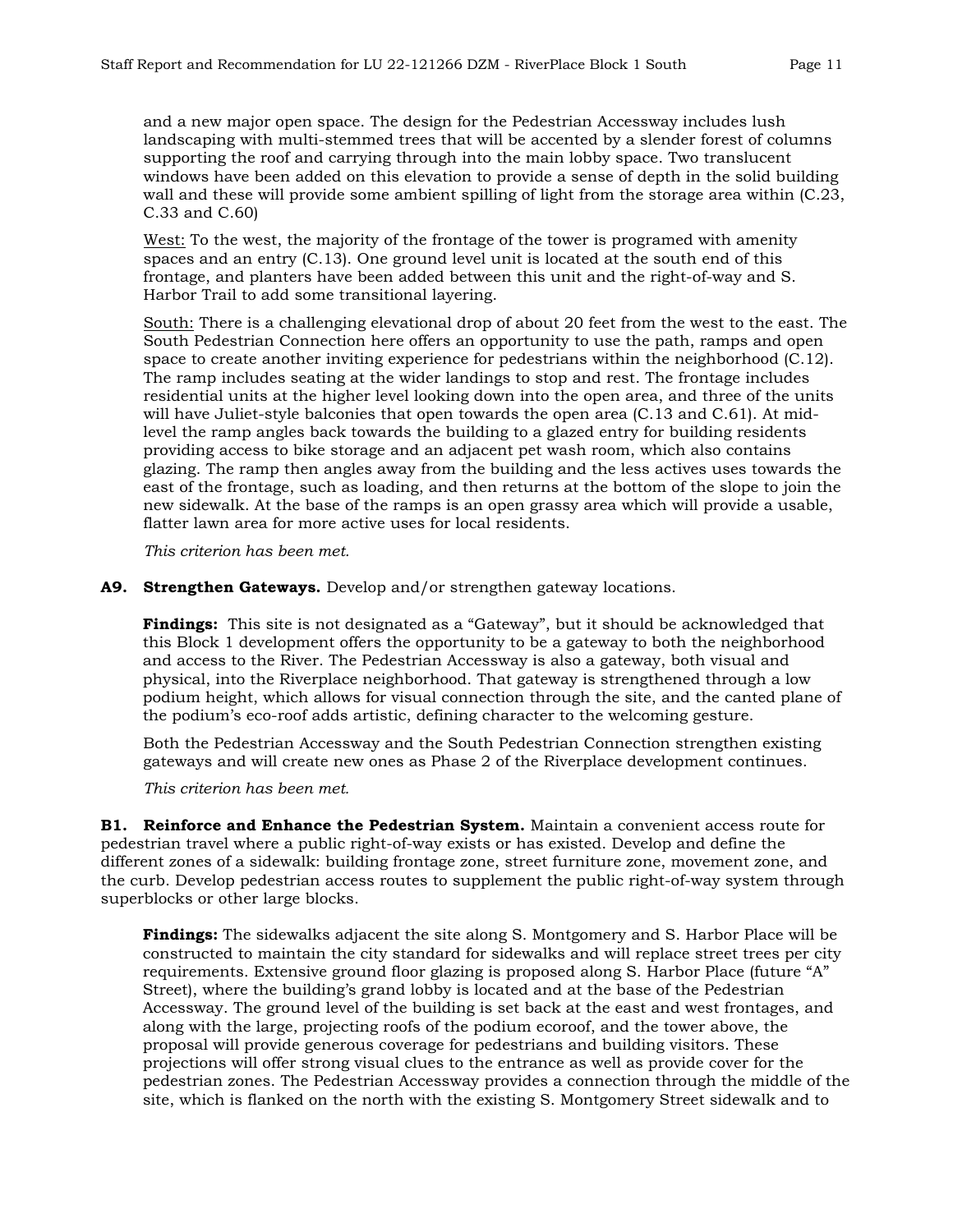and a new major open space. The design for the Pedestrian Accessway includes lush landscaping with multi-stemmed trees that will be accented by a slender forest of columns supporting the roof and carrying through into the main lobby space. Two translucent windows have been added on this elevation to provide a sense of depth in the solid building wall and these will provide some ambient spilling of light from the storage area within (C.23, C.33 and C.60)

West: To the west, the majority of the frontage of the tower is programed with amenity spaces and an entry (C.13). One ground level unit is located at the south end of this frontage, and planters have been added between this unit and the right-of-way and S. Harbor Trail to add some transitional layering.

South: There is a challenging elevational drop of about 20 feet from the west to the east. The South Pedestrian Connection here offers an opportunity to use the path, ramps and open space to create another inviting experience for pedestrians within the neighborhood (C.12). The ramp includes seating at the wider landings to stop and rest. The frontage includes residential units at the higher level looking down into the open area, and three of the units will have Juliet-style balconies that open towards the open area (C.13 and C.61). At mid-level the ramp angles back towards the building to a glazed entry for building residents providing access to bike storage and an adjacent pet wash room, which also contains glazing. The ramp then angles away from the building and the less actives uses towards the east of the frontage, such as loading, and then returns at the bottom of the slope to join the new sidewalk. At the base of the ramps is an open grassy area which will provide a usable, flatter lawn area for more active uses for local residents.

*This criterion has been met.*

**A9. Strengthen Gateways.** Develop and/or strengthen gateway locations.

**Findings:** This site is not designated as a "Gateway", but it should be acknowledged that this Block 1 development offers the opportunity to be a gateway to both the neighborhood and access to the River. The Pedestrian Accessway is also a gateway, both visual and physical, into the Riverplace neighborhood. That gateway is strengthened through a low podium height, which allows for visual connection through the site, and the canted plane of the podium's eco-roof adds artistic, defining character to the welcoming gesture.

Both the Pedestrian Accessway and the South Pedestrian Connection strengthen existing gateways and will create new ones as Phase 2 of the Riverplace development continues.

*This criterion has been met.*

**B1. Reinforce and Enhance the Pedestrian System.** Maintain a convenient access route for pedestrian travel where a public right-of-way exists or has existed. Develop and define the different zones of a sidewalk: building frontage zone, street furniture zone, movement zone, and the curb. Develop pedestrian access routes to supplement the public right-of-way system through superblocks or other large blocks.

**Findings:** The sidewalks adjacent the site along S. Montgomery and S. Harbor Place will be constructed to maintain the city standard for sidewalks and will replace street trees per city requirements. Extensive ground floor glazing is proposed along S. Harbor Place (future "A" Street), where the building's grand lobby is located and at the base of the Pedestrian Accessway. The ground level of the building is set back at the east and west frontages, and along with the large, projecting roofs of the podium ecoroof, and the tower above, the proposal will provide generous coverage for pedestrians and building visitors. These projections will offer strong visual clues to the entrance as well as provide cover for the pedestrian zones. The Pedestrian Accessway provides a connection through the middle of the site, which is flanked on the north with the existing S. Montgomery Street sidewalk and to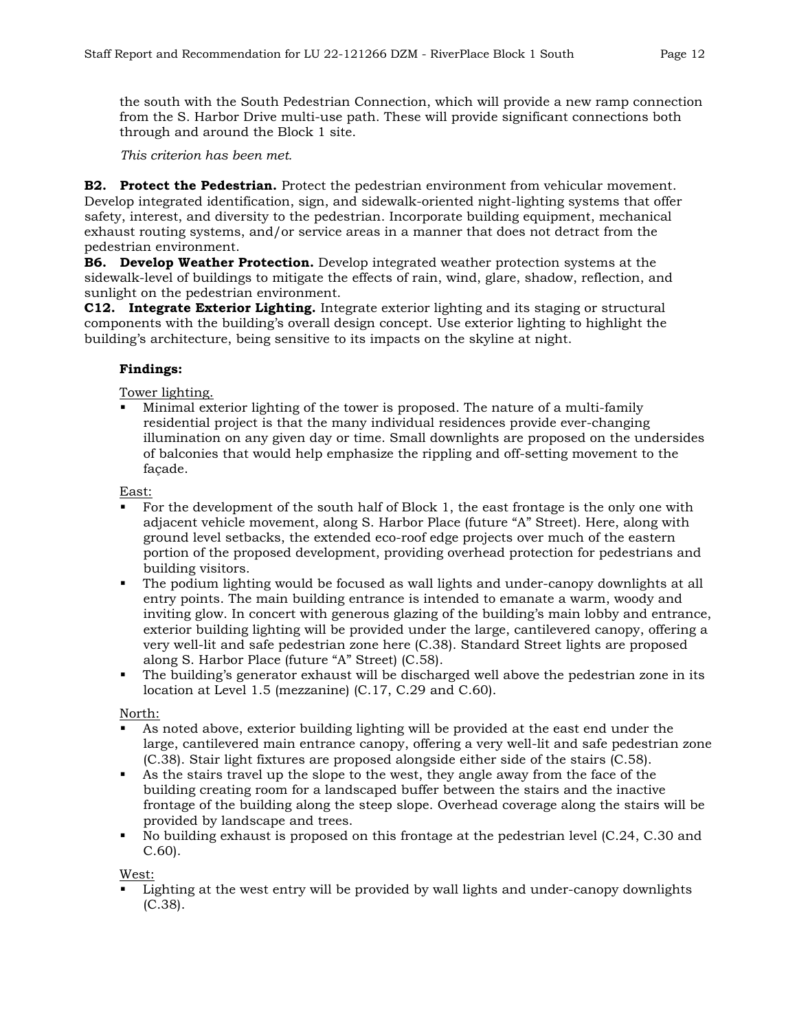the south with the South Pedestrian Connection, which will provide a new ramp connection from the S. Harbor Drive multi-use path. These will provide significant connections both through and around the Block 1 site.

*This criterion has been met.*

**B2. Protect the Pedestrian.** Protect the pedestrian environment from vehicular movement. Develop integrated identification, sign, and sidewalk-oriented night-lighting systems that offer safety, interest, and diversity to the pedestrian. Incorporate building equipment, mechanical exhaust routing systems, and/or service areas in a manner that does not detract from the pedestrian environment.
**B6. Develop Weather Protection.** Develop integrated weather protection systems at the sidewalk-level of buildings to mitigate the effects of rain, wind, glare, shadow, reflection, and sunlight on the pedestrian environment.
**C12. Integrate Exterior Lighting.** Integrate exterior lighting and its staging or structural components with the building's overall design concept. Use exterior lighting to highlight the building's architecture, being sensitive to its impacts on the skyline at night.

**Findings:**

Tower lighting.

- Minimal exterior lighting of the tower is proposed. The nature of a multi-family residential project is that the many individual residences provide ever-changing illumination on any given day or time. Small downlights are proposed on the undersides of balconies that would help emphasize the rippling and off-setting movement to the façade.

East:

- For the development of the south half of Block 1, the east frontage is the only one with adjacent vehicle movement, along S. Harbor Place (future "A" Street). Here, along with ground level setbacks, the extended eco-roof edge projects over much of the eastern portion of the proposed development, providing overhead protection for pedestrians and building visitors.
- The podium lighting would be focused as wall lights and under-canopy downlights at all entry points. The main building entrance is intended to emanate a warm, woody and inviting glow. In concert with generous glazing of the building's main lobby and entrance, exterior building lighting will be provided under the large, cantilevered canopy, offering a very well-lit and safe pedestrian zone here (C.38). Standard Street lights are proposed along S. Harbor Place (future "A" Street) (C.58).
- The building's generator exhaust will be discharged well above the pedestrian zone in its location at Level 1.5 (mezzanine) (C.17, C.29 and C.60).

North:

- As noted above, exterior building lighting will be provided at the east end under the large, cantilevered main entrance canopy, offering a very well-lit and safe pedestrian zone (C.38). Stair light fixtures are proposed alongside either side of the stairs (C.58).
- As the stairs travel up the slope to the west, they angle away from the face of the building creating room for a landscaped buffer between the stairs and the inactive frontage of the building along the steep slope. Overhead coverage along the stairs will be provided by landscape and trees.
- No building exhaust is proposed on this frontage at the pedestrian level (C.24, C.30 and C.60).

West:

- Lighting at the west entry will be provided by wall lights and under-canopy downlights (C.38).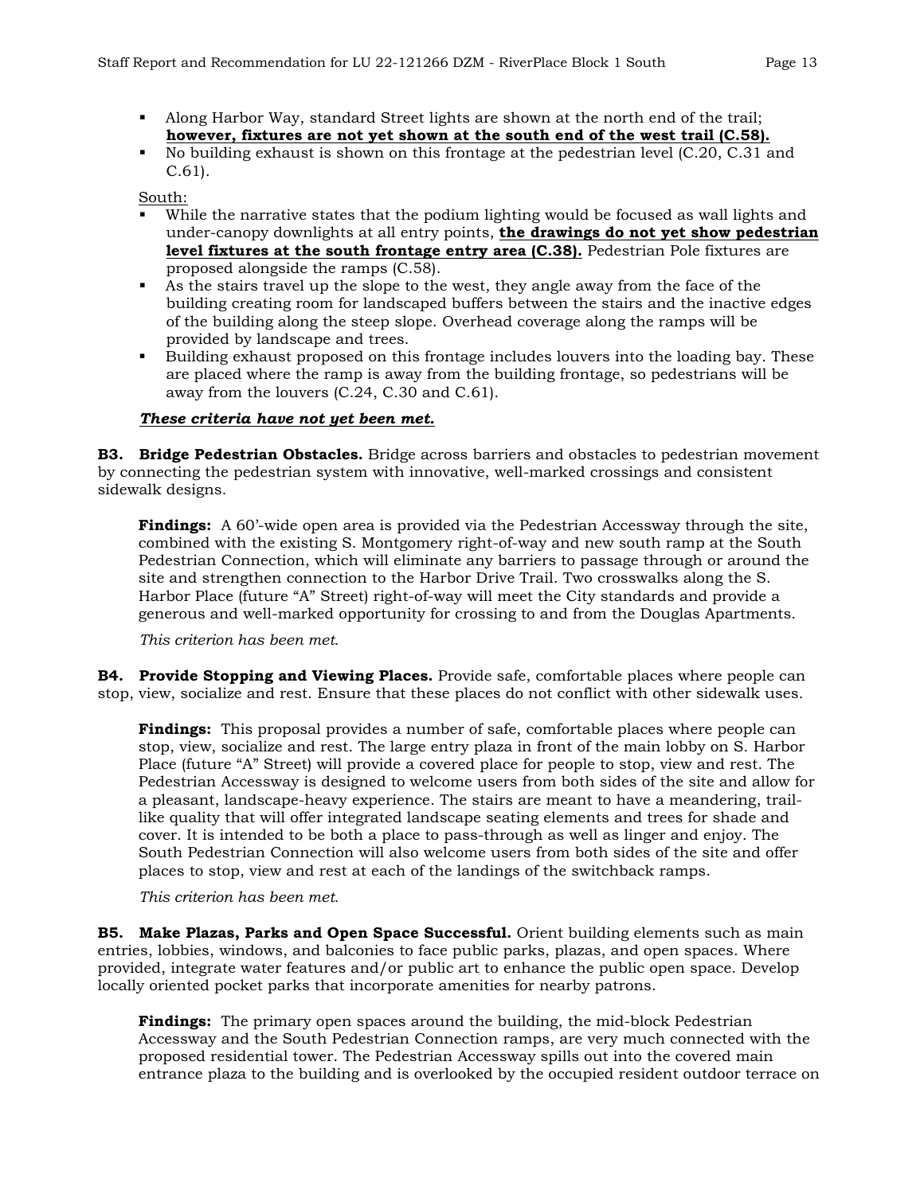- Along Harbor Way, standard Street lights are shown at the north end of the trail; **however, fixtures are not yet shown at the south end of the west trail (C.58).**
- No building exhaust is shown on this frontage at the pedestrian level (C.20, C.31 and C.61).

South:

- While the narrative states that the podium lighting would be focused as wall lights and under-canopy downlights at all entry points, **the drawings do not yet show pedestrian level fixtures at the south frontage entry area (C.38).** Pedestrian Pole fixtures are proposed alongside the ramps (C.58).
- As the stairs travel up the slope to the west, they angle away from the face of the building creating room for landscaped buffers between the stairs and the inactive edges of the building along the steep slope. Overhead coverage along the ramps will be provided by landscape and trees.
- Building exhaust proposed on this frontage includes louvers into the loading bay. These are placed where the ramp is away from the building frontage, so pedestrians will be away from the louvers (C.24, C.30 and C.61).

***These criteria have not yet been met.***

**B3. Bridge Pedestrian Obstacles.** Bridge across barriers and obstacles to pedestrian movement by connecting the pedestrian system with innovative, well-marked crossings and consistent sidewalk designs.

**Findings:** A 60'-wide open area is provided via the Pedestrian Accessway through the site, combined with the existing S. Montgomery right-of-way and new south ramp at the South Pedestrian Connection, which will eliminate any barriers to passage through or around the site and strengthen connection to the Harbor Drive Trail. Two crosswalks along the S. Harbor Place (future "A" Street) right-of-way will meet the City standards and provide a generous and well-marked opportunity for crossing to and from the Douglas Apartments.

*This criterion has been met.*

**B4. Provide Stopping and Viewing Places.** Provide safe, comfortable places where people can stop, view, socialize and rest. Ensure that these places do not conflict with other sidewalk uses.

**Findings:** This proposal provides a number of safe, comfortable places where people can stop, view, socialize and rest. The large entry plaza in front of the main lobby on S. Harbor Place (future "A" Street) will provide a covered place for people to stop, view and rest. The Pedestrian Accessway is designed to welcome users from both sides of the site and allow for a pleasant, landscape-heavy experience. The stairs are meant to have a meandering, trail-like quality that will offer integrated landscape seating elements and trees for shade and cover. It is intended to be both a place to pass-through as well as linger and enjoy. The South Pedestrian Connection will also welcome users from both sides of the site and offer places to stop, view and rest at each of the landings of the switchback ramps.

*This criterion has been met.*

**B5. Make Plazas, Parks and Open Space Successful.** Orient building elements such as main entries, lobbies, windows, and balconies to face public parks, plazas, and open spaces. Where provided, integrate water features and/or public art to enhance the public open space. Develop locally oriented pocket parks that incorporate amenities for nearby patrons.

**Findings:** The primary open spaces around the building, the mid-block Pedestrian Accessway and the South Pedestrian Connection ramps, are very much connected with the proposed residential tower. The Pedestrian Accessway spills out into the covered main entrance plaza to the building and is overlooked by the occupied resident outdoor terrace on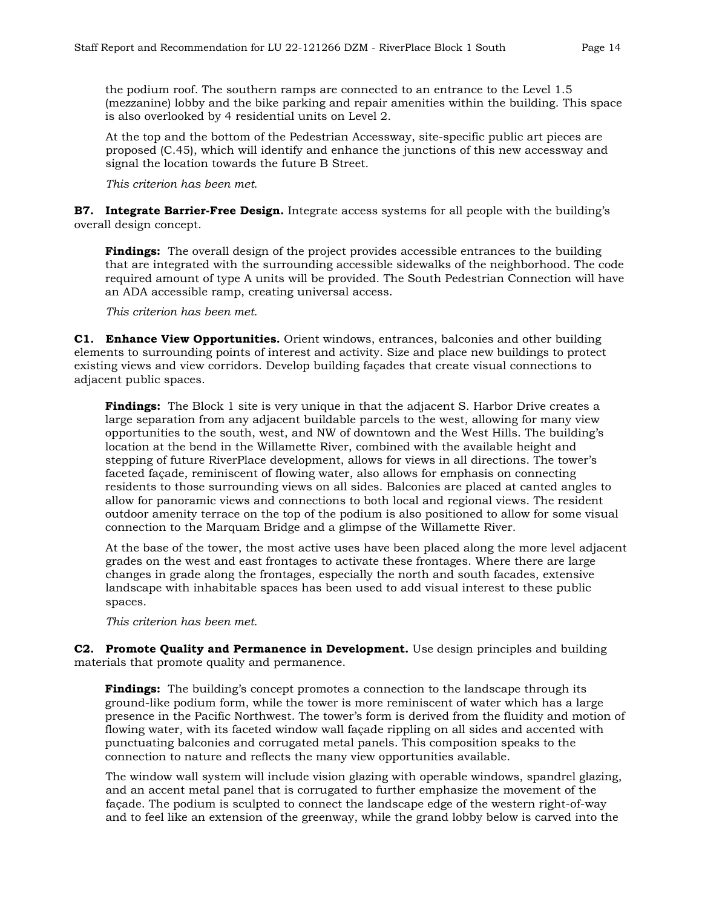the podium roof. The southern ramps are connected to an entrance to the Level 1.5 (mezzanine) lobby and the bike parking and repair amenities within the building. This space is also overlooked by 4 residential units on Level 2.

At the top and the bottom of the Pedestrian Accessway, site-specific public art pieces are proposed (C.45), which will identify and enhance the junctions of this new accessway and signal the location towards the future B Street.

*This criterion has been met.*

**B7. Integrate Barrier-Free Design.** Integrate access systems for all people with the building's overall design concept.

**Findings:** The overall design of the project provides accessible entrances to the building that are integrated with the surrounding accessible sidewalks of the neighborhood. The code required amount of type A units will be provided. The South Pedestrian Connection will have an ADA accessible ramp, creating universal access.

*This criterion has been met.*

**C1. Enhance View Opportunities.** Orient windows, entrances, balconies and other building elements to surrounding points of interest and activity. Size and place new buildings to protect existing views and view corridors. Develop building façades that create visual connections to adjacent public spaces.

**Findings:** The Block 1 site is very unique in that the adjacent S. Harbor Drive creates a large separation from any adjacent buildable parcels to the west, allowing for many view opportunities to the south, west, and NW of downtown and the West Hills. The building's location at the bend in the Willamette River, combined with the available height and stepping of future RiverPlace development, allows for views in all directions. The tower's faceted façade, reminiscent of flowing water, also allows for emphasis on connecting residents to those surrounding views on all sides. Balconies are placed at canted angles to allow for panoramic views and connections to both local and regional views. The resident outdoor amenity terrace on the top of the podium is also positioned to allow for some visual connection to the Marquam Bridge and a glimpse of the Willamette River.

At the base of the tower, the most active uses have been placed along the more level adjacent grades on the west and east frontages to activate these frontages. Where there are large changes in grade along the frontages, especially the north and south facades, extensive landscape with inhabitable spaces has been used to add visual interest to these public spaces.

*This criterion has been met.*

**C2. Promote Quality and Permanence in Development.** Use design principles and building materials that promote quality and permanence.

**Findings:** The building's concept promotes a connection to the landscape through its ground-like podium form, while the tower is more reminiscent of water which has a large presence in the Pacific Northwest. The tower's form is derived from the fluidity and motion of flowing water, with its faceted window wall façade rippling on all sides and accented with punctuating balconies and corrugated metal panels. This composition speaks to the connection to nature and reflects the many view opportunities available.

The window wall system will include vision glazing with operable windows, spandrel glazing, and an accent metal panel that is corrugated to further emphasize the movement of the façade. The podium is sculpted to connect the landscape edge of the western right-of-way and to feel like an extension of the greenway, while the grand lobby below is carved into the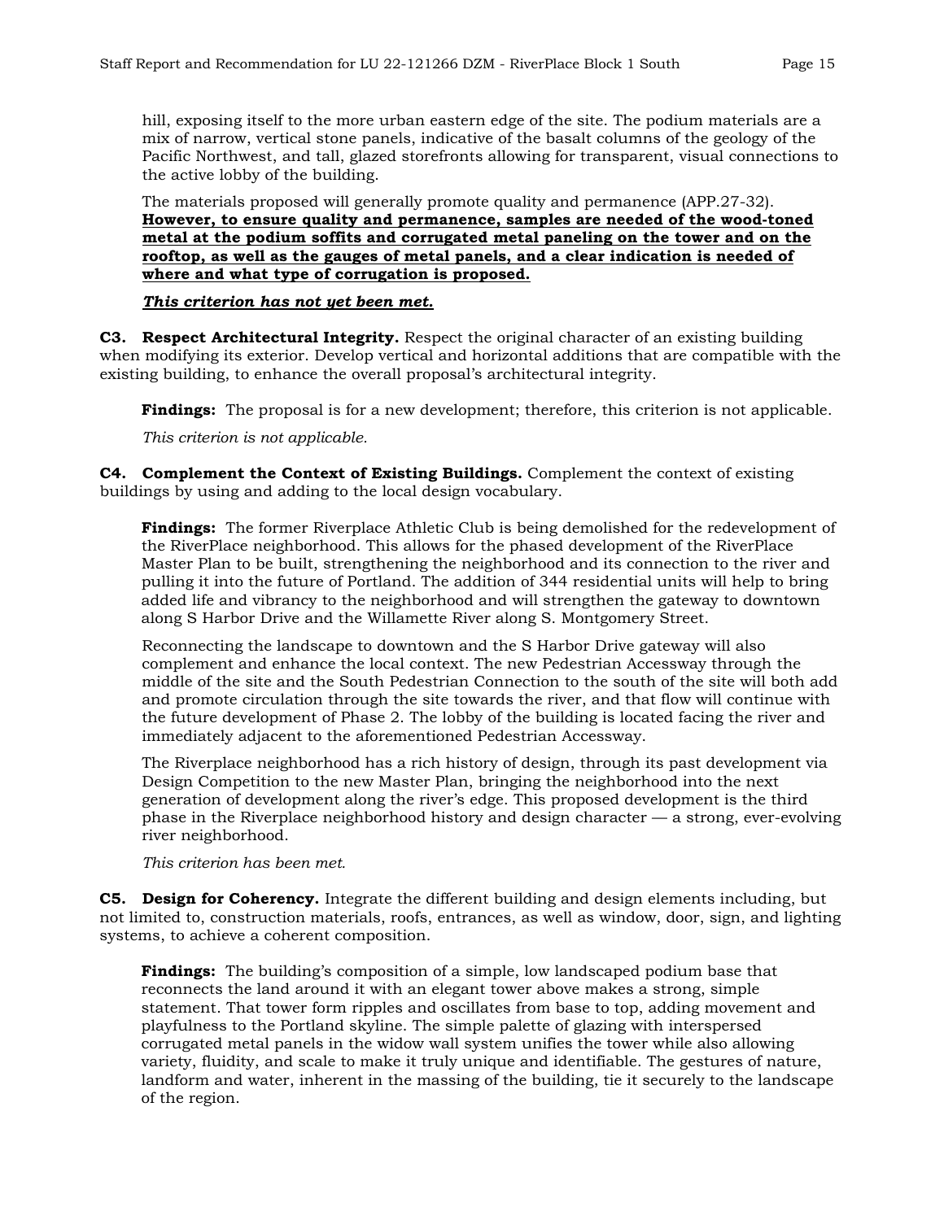hill, exposing itself to the more urban eastern edge of the site. The podium materials are a mix of narrow, vertical stone panels, indicative of the basalt columns of the geology of the Pacific Northwest, and tall, glazed storefronts allowing for transparent, visual connections to the active lobby of the building.

The materials proposed will generally promote quality and permanence (APP.27-32). **<u>However, to ensure quality and permanence, samples are needed of the wood-toned metal at the podium soffits and corrugated metal paneling on the tower and on the rooftop, as well as the gauges of metal panels, and a clear indication is needed of where and what type of corrugation is proposed.</u>**

***<u>This criterion has not yet been met.</u>***

**C3. Respect Architectural Integrity.** Respect the original character of an existing building when modifying its exterior. Develop vertical and horizontal additions that are compatible with the existing building, to enhance the overall proposal's architectural integrity.

**Findings:** The proposal is for a new development; therefore, this criterion is not applicable.

*This criterion is not applicable.*

**C4. Complement the Context of Existing Buildings.** Complement the context of existing buildings by using and adding to the local design vocabulary.

**Findings:** The former Riverplace Athletic Club is being demolished for the redevelopment of the RiverPlace neighborhood. This allows for the phased development of the RiverPlace Master Plan to be built, strengthening the neighborhood and its connection to the river and pulling it into the future of Portland. The addition of 344 residential units will help to bring added life and vibrancy to the neighborhood and will strengthen the gateway to downtown along S Harbor Drive and the Willamette River along S. Montgomery Street.

Reconnecting the landscape to downtown and the S Harbor Drive gateway will also complement and enhance the local context. The new Pedestrian Accessway through the middle of the site and the South Pedestrian Connection to the south of the site will both add and promote circulation through the site towards the river, and that flow will continue with the future development of Phase 2. The lobby of the building is located facing the river and immediately adjacent to the aforementioned Pedestrian Accessway.

The Riverplace neighborhood has a rich history of design, through its past development via Design Competition to the new Master Plan, bringing the neighborhood into the next generation of development along the river's edge. This proposed development is the third phase in the Riverplace neighborhood history and design character — a strong, ever-evolving river neighborhood.

*This criterion has been met.*

**C5. Design for Coherency.** Integrate the different building and design elements including, but not limited to, construction materials, roofs, entrances, as well as window, door, sign, and lighting systems, to achieve a coherent composition.

**Findings:** The building's composition of a simple, low landscaped podium base that reconnects the land around it with an elegant tower above makes a strong, simple statement. That tower form ripples and oscillates from base to top, adding movement and playfulness to the Portland skyline. The simple palette of glazing with interspersed corrugated metal panels in the widow wall system unifies the tower while also allowing variety, fluidity, and scale to make it truly unique and identifiable. The gestures of nature, landform and water, inherent in the massing of the building, tie it securely to the landscape of the region.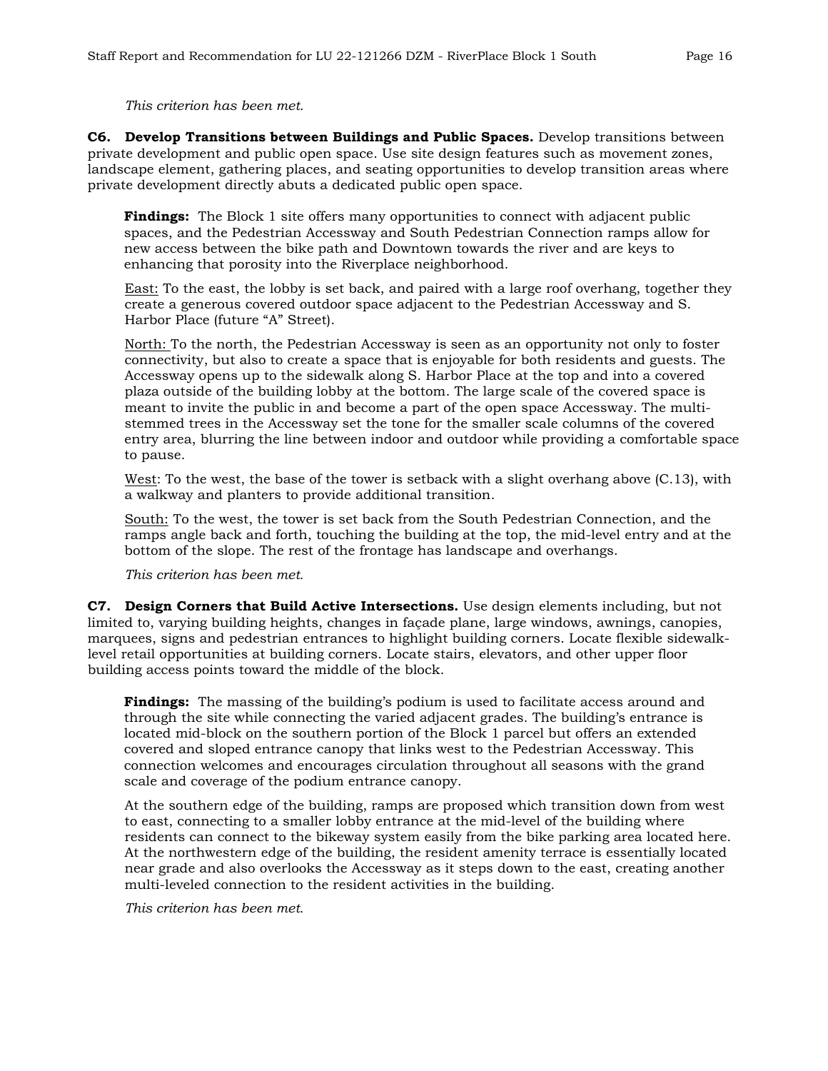*This criterion has been met.*

**C6. Develop Transitions between Buildings and Public Spaces.** Develop transitions between private development and public open space. Use site design features such as movement zones, landscape element, gathering places, and seating opportunities to develop transition areas where private development directly abuts a dedicated public open space.

**Findings:** The Block 1 site offers many opportunities to connect with adjacent public spaces, and the Pedestrian Accessway and South Pedestrian Connection ramps allow for new access between the bike path and Downtown towards the river and are keys to enhancing that porosity into the Riverplace neighborhood.

<u>East:</u> To the east, the lobby is set back, and paired with a large roof overhang, together they create a generous covered outdoor space adjacent to the Pedestrian Accessway and S. Harbor Place (future "A" Street).

<u>North:</u> To the north, the Pedestrian Accessway is seen as an opportunity not only to foster connectivity, but also to create a space that is enjoyable for both residents and guests. The Accessway opens up to the sidewalk along S. Harbor Place at the top and into a covered plaza outside of the building lobby at the bottom. The large scale of the covered space is meant to invite the public in and become a part of the open space Accessway. The multi-stemmed trees in the Accessway set the tone for the smaller scale columns of the covered entry area, blurring the line between indoor and outdoor while providing a comfortable space to pause.

<u>West</u>: To the west, the base of the tower is setback with a slight overhang above (C.13), with a walkway and planters to provide additional transition.

<u>South:</u> To the west, the tower is set back from the South Pedestrian Connection, and the ramps angle back and forth, touching the building at the top, the mid-level entry and at the bottom of the slope. The rest of the frontage has landscape and overhangs.

*This criterion has been met.*

**C7. Design Corners that Build Active Intersections.** Use design elements including, but not limited to, varying building heights, changes in façade plane, large windows, awnings, canopies, marquees, signs and pedestrian entrances to highlight building corners. Locate flexible sidewalk-level retail opportunities at building corners. Locate stairs, elevators, and other upper floor building access points toward the middle of the block.

**Findings:** The massing of the building's podium is used to facilitate access around and through the site while connecting the varied adjacent grades. The building's entrance is located mid-block on the southern portion of the Block 1 parcel but offers an extended covered and sloped entrance canopy that links west to the Pedestrian Accessway. This connection welcomes and encourages circulation throughout all seasons with the grand scale and coverage of the podium entrance canopy.

At the southern edge of the building, ramps are proposed which transition down from west to east, connecting to a smaller lobby entrance at the mid-level of the building where residents can connect to the bikeway system easily from the bike parking area located here. At the northwestern edge of the building, the resident amenity terrace is essentially located near grade and also overlooks the Accessway as it steps down to the east, creating another multi-leveled connection to the resident activities in the building.

*This criterion has been met.*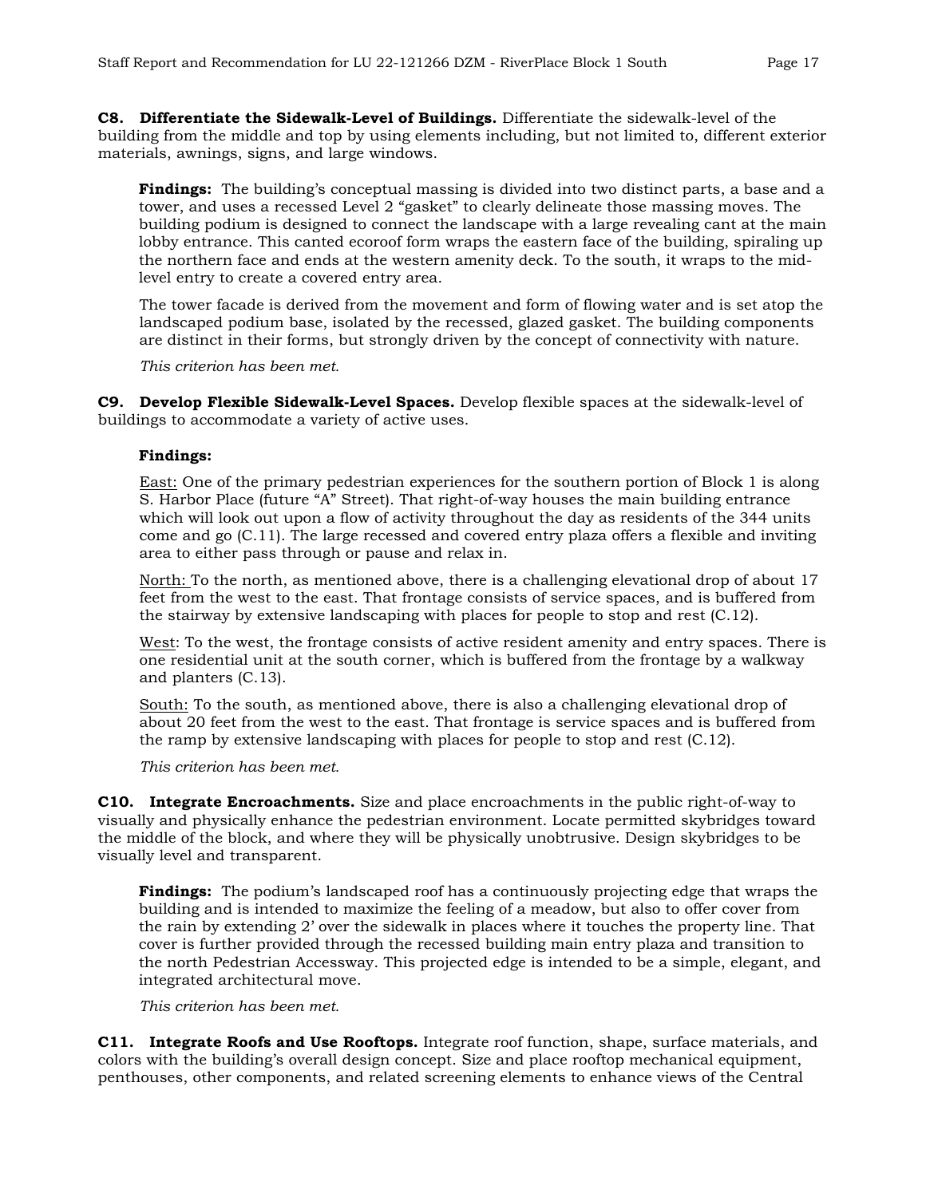**C8. Differentiate the Sidewalk-Level of Buildings.** Differentiate the sidewalk-level of the building from the middle and top by using elements including, but not limited to, different exterior materials, awnings, signs, and large windows.

**Findings:** The building's conceptual massing is divided into two distinct parts, a base and a tower, and uses a recessed Level 2 "gasket" to clearly delineate those massing moves. The building podium is designed to connect the landscape with a large revealing cant at the main lobby entrance. This canted ecoroof form wraps the eastern face of the building, spiraling up the northern face and ends at the western amenity deck. To the south, it wraps to the mid-level entry to create a covered entry area.

The tower facade is derived from the movement and form of flowing water and is set atop the landscaped podium base, isolated by the recessed, glazed gasket. The building components are distinct in their forms, but strongly driven by the concept of connectivity with nature.

*This criterion has been met.*

**C9. Develop Flexible Sidewalk-Level Spaces.** Develop flexible spaces at the sidewalk-level of buildings to accommodate a variety of active uses.

**Findings:**

East: One of the primary pedestrian experiences for the southern portion of Block 1 is along S. Harbor Place (future "A" Street). That right-of-way houses the main building entrance which will look out upon a flow of activity throughout the day as residents of the 344 units come and go (C.11). The large recessed and covered entry plaza offers a flexible and inviting area to either pass through or pause and relax in.

North: To the north, as mentioned above, there is a challenging elevational drop of about 17 feet from the west to the east. That frontage consists of service spaces, and is buffered from the stairway by extensive landscaping with places for people to stop and rest (C.12).

West: To the west, the frontage consists of active resident amenity and entry spaces. There is one residential unit at the south corner, which is buffered from the frontage by a walkway and planters (C.13).

South: To the south, as mentioned above, there is also a challenging elevational drop of about 20 feet from the west to the east. That frontage is service spaces and is buffered from the ramp by extensive landscaping with places for people to stop and rest (C.12).

*This criterion has been met.*

**C10. Integrate Encroachments.** Size and place encroachments in the public right-of-way to visually and physically enhance the pedestrian environment. Locate permitted skybridges toward the middle of the block, and where they will be physically unobtrusive. Design skybridges to be visually level and transparent.

**Findings:** The podium's landscaped roof has a continuously projecting edge that wraps the building and is intended to maximize the feeling of a meadow, but also to offer cover from the rain by extending 2' over the sidewalk in places where it touches the property line. That cover is further provided through the recessed building main entry plaza and transition to the north Pedestrian Accessway. This projected edge is intended to be a simple, elegant, and integrated architectural move.

*This criterion has been met.*

**C11. Integrate Roofs and Use Rooftops.** Integrate roof function, shape, surface materials, and colors with the building's overall design concept. Size and place rooftop mechanical equipment, penthouses, other components, and related screening elements to enhance views of the Central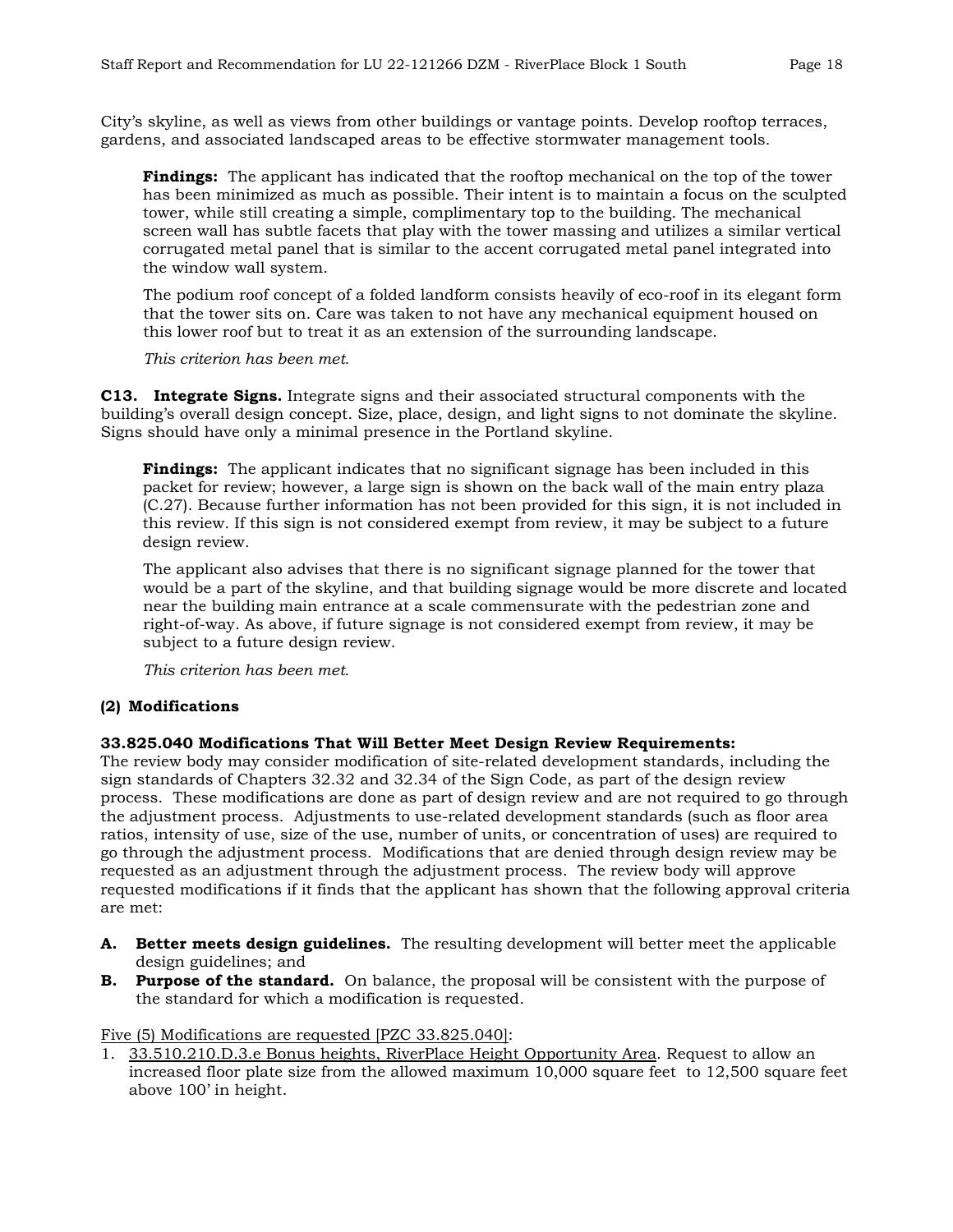City's skyline, as well as views from other buildings or vantage points. Develop rooftop terraces, gardens, and associated landscaped areas to be effective stormwater management tools.

**Findings:** The applicant has indicated that the rooftop mechanical on the top of the tower has been minimized as much as possible. Their intent is to maintain a focus on the sculpted tower, while still creating a simple, complimentary top to the building. The mechanical screen wall has subtle facets that play with the tower massing and utilizes a similar vertical corrugated metal panel that is similar to the accent corrugated metal panel integrated into the window wall system.

The podium roof concept of a folded landform consists heavily of eco-roof in its elegant form that the tower sits on. Care was taken to not have any mechanical equipment housed on this lower roof but to treat it as an extension of the surrounding landscape.

*This criterion has been met.*

**C13. Integrate Signs.** Integrate signs and their associated structural components with the building's overall design concept. Size, place, design, and light signs to not dominate the skyline. Signs should have only a minimal presence in the Portland skyline.

**Findings:** The applicant indicates that no significant signage has been included in this packet for review; however, a large sign is shown on the back wall of the main entry plaza (C.27). Because further information has not been provided for this sign, it is not included in this review. If this sign is not considered exempt from review, it may be subject to a future design review.

The applicant also advises that there is no significant signage planned for the tower that would be a part of the skyline, and that building signage would be more discrete and located near the building main entrance at a scale commensurate with the pedestrian zone and right-of-way. As above, if future signage is not considered exempt from review, it may be subject to a future design review.

*This criterion has been met.*

### (2) Modifications

**33.825.040 Modifications That Will Better Meet Design Review Requirements:**
The review body may consider modification of site-related development standards, including the sign standards of Chapters 32.32 and 32.34 of the Sign Code, as part of the design review process. These modifications are done as part of design review and are not required to go through the adjustment process. Adjustments to use-related development standards (such as floor area ratios, intensity of use, size of the use, number of units, or concentration of uses) are required to go through the adjustment process. Modifications that are denied through design review may be requested as an adjustment through the adjustment process. The review body will approve requested modifications if it finds that the applicant has shown that the following approval criteria are met:

- **A. Better meets design guidelines.** The resulting development will better meet the applicable design guidelines; and
- **B. Purpose of the standard.** On balance, the proposal will be consistent with the purpose of the standard for which a modification is requested.

Five (5) Modifications are requested [PZC 33.825.040]:

1. 33.510.210.D.3.e Bonus heights, RiverPlace Height Opportunity Area. Request to allow an increased floor plate size from the allowed maximum 10,000 square feet to 12,500 square feet above 100' in height.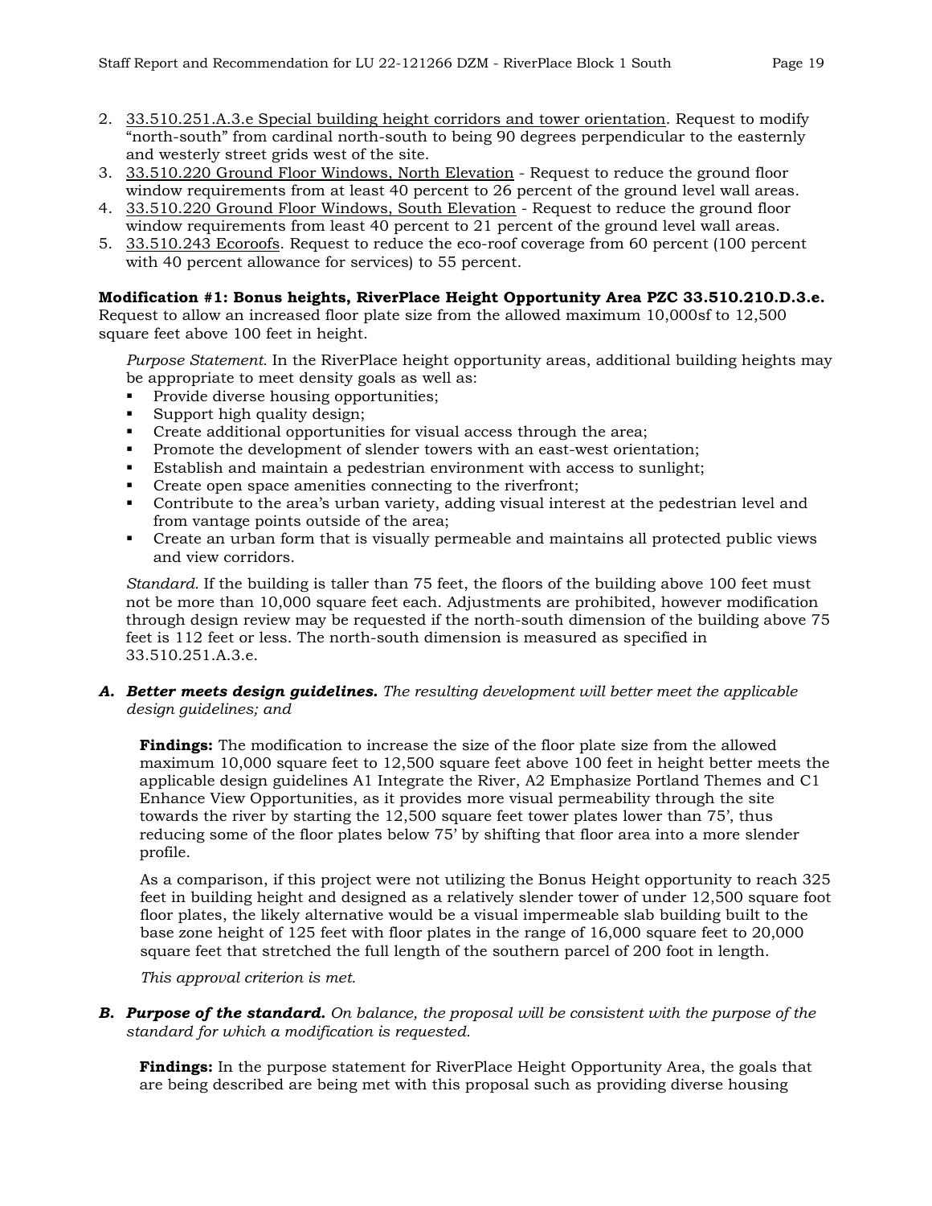2. 33.510.251.A.3.e Special building height corridors and tower orientation. Request to modify "north-south" from cardinal north-south to being 90 degrees perpendicular to the easternly and westerly street grids west of the site.
3. 33.510.220 Ground Floor Windows, North Elevation - Request to reduce the ground floor window requirements from at least 40 percent to 26 percent of the ground level wall areas.
4. 33.510.220 Ground Floor Windows, South Elevation - Request to reduce the ground floor window requirements from least 40 percent to 21 percent of the ground level wall areas.
5. 33.510.243 Ecoroofs. Request to reduce the eco-roof coverage from 60 percent (100 percent with 40 percent allowance for services) to 55 percent.

**Modification #1: Bonus heights, RiverPlace Height Opportunity Area PZC 33.510.210.D.3.e.** Request to allow an increased floor plate size from the allowed maximum 10,000sf to 12,500 square feet above 100 feet in height.

*Purpose Statement.* In the RiverPlace height opportunity areas, additional building heights may be appropriate to meet density goals as well as:

- Provide diverse housing opportunities;
- Support high quality design;
- Create additional opportunities for visual access through the area;
- Promote the development of slender towers with an east-west orientation;
- Establish and maintain a pedestrian environment with access to sunlight;
- Create open space amenities connecting to the riverfront;
- Contribute to the area's urban variety, adding visual interest at the pedestrian level and from vantage points outside of the area;
- Create an urban form that is visually permeable and maintains all protected public views and view corridors.

*Standard.* If the building is taller than 75 feet, the floors of the building above 100 feet must not be more than 10,000 square feet each. Adjustments are prohibited, however modification through design review may be requested if the north-south dimension of the building above 75 feet is 112 feet or less. The north-south dimension is measured as specified in 33.510.251.A.3.e.

***A. Better meets design guidelines.*** *The resulting development will better meet the applicable design guidelines; and*

**Findings:** The modification to increase the size of the floor plate size from the allowed maximum 10,000 square feet to 12,500 square feet above 100 feet in height better meets the applicable design guidelines A1 Integrate the River, A2 Emphasize Portland Themes and C1 Enhance View Opportunities, as it provides more visual permeability through the site towards the river by starting the 12,500 square feet tower plates lower than 75', thus reducing some of the floor plates below 75' by shifting that floor area into a more slender profile.

As a comparison, if this project were not utilizing the Bonus Height opportunity to reach 325 feet in building height and designed as a relatively slender tower of under 12,500 square foot floor plates, the likely alternative would be a visual impermeable slab building built to the base zone height of 125 feet with floor plates in the range of 16,000 square feet to 20,000 square feet that stretched the full length of the southern parcel of 200 foot in length.

*This approval criterion is met.*

***B. Purpose of the standard.*** *On balance, the proposal will be consistent with the purpose of the standard for which a modification is requested.*

**Findings:** In the purpose statement for RiverPlace Height Opportunity Area, the goals that are being described are being met with this proposal such as providing diverse housing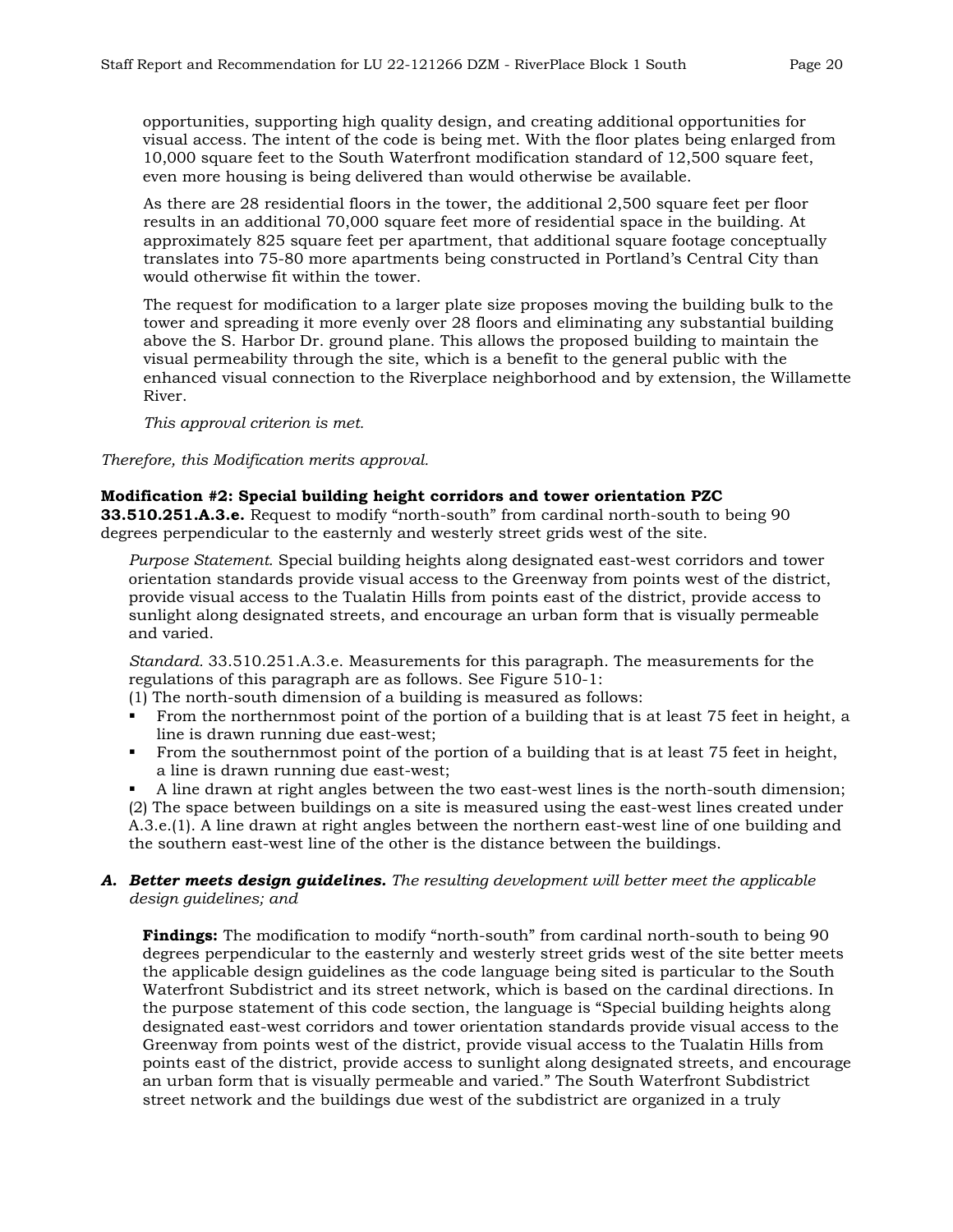opportunities, supporting high quality design, and creating additional opportunities for visual access. The intent of the code is being met. With the floor plates being enlarged from 10,000 square feet to the South Waterfront modification standard of 12,500 square feet, even more housing is being delivered than would otherwise be available.

As there are 28 residential floors in the tower, the additional 2,500 square feet per floor results in an additional 70,000 square feet more of residential space in the building. At approximately 825 square feet per apartment, that additional square footage conceptually translates into 75-80 more apartments being constructed in Portland's Central City than would otherwise fit within the tower.

The request for modification to a larger plate size proposes moving the building bulk to the tower and spreading it more evenly over 28 floors and eliminating any substantial building above the S. Harbor Dr. ground plane. This allows the proposed building to maintain the visual permeability through the site, which is a benefit to the general public with the enhanced visual connection to the Riverplace neighborhood and by extension, the Willamette River.

*This approval criterion is met.*

*Therefore, this Modification merits approval.*

**Modification #2: Special building height corridors and tower orientation PZC 33.510.251.A.3.e.** Request to modify "north-south" from cardinal north-south to being 90 degrees perpendicular to the easternly and westerly street grids west of the site.

*Purpose Statement.* Special building heights along designated east-west corridors and tower orientation standards provide visual access to the Greenway from points west of the district, provide visual access to the Tualatin Hills from points east of the district, provide access to sunlight along designated streets, and encourage an urban form that is visually permeable and varied.

*Standard.* 33.510.251.A.3.e. Measurements for this paragraph. The measurements for the regulations of this paragraph are as follows. See Figure 510-1:

(1) The north-south dimension of a building is measured as follows:

- From the northernmost point of the portion of a building that is at least 75 feet in height, a line is drawn running due east-west;
- From the southernmost point of the portion of a building that is at least 75 feet in height, a line is drawn running due east-west;
- A line drawn at right angles between the two east-west lines is the north-south dimension;

(2) The space between buildings on a site is measured using the east-west lines created under A.3.e.(1). A line drawn at right angles between the northern east-west line of one building and the southern east-west line of the other is the distance between the buildings.

**A. *Better meets design guidelines.*** *The resulting development will better meet the applicable design guidelines; and*

**Findings:** The modification to modify "north-south" from cardinal north-south to being 90 degrees perpendicular to the easternly and westerly street grids west of the site better meets the applicable design guidelines as the code language being sited is particular to the South Waterfront Subdistrict and its street network, which is based on the cardinal directions. In the purpose statement of this code section, the language is "Special building heights along designated east-west corridors and tower orientation standards provide visual access to the Greenway from points west of the district, provide visual access to the Tualatin Hills from points east of the district, provide access to sunlight along designated streets, and encourage an urban form that is visually permeable and varied." The South Waterfront Subdistrict street network and the buildings due west of the subdistrict are organized in a truly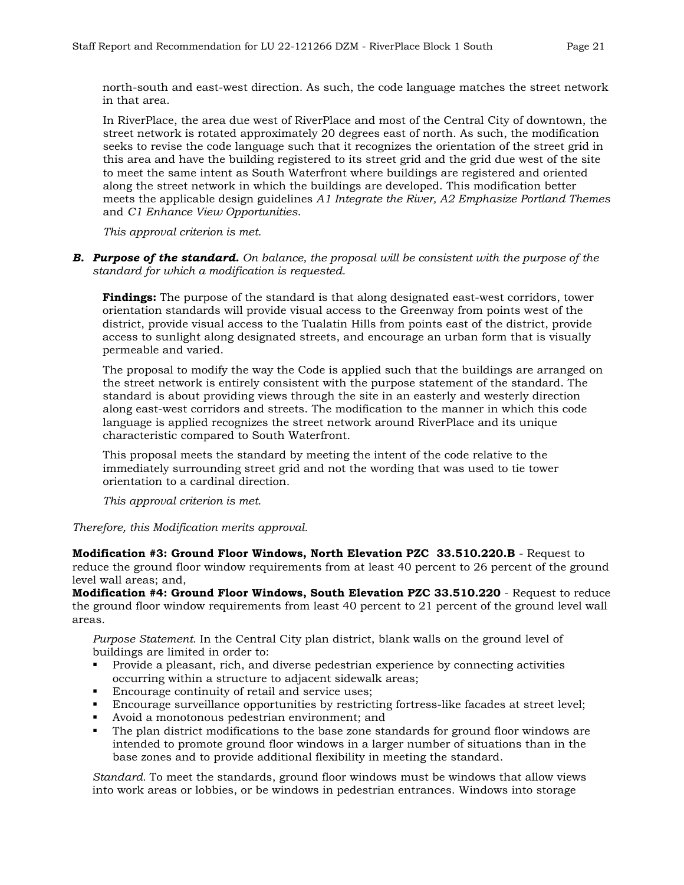north-south and east-west direction. As such, the code language matches the street network in that area.

In RiverPlace, the area due west of RiverPlace and most of the Central City of downtown, the street network is rotated approximately 20 degrees east of north. As such, the modification seeks to revise the code language such that it recognizes the orientation of the street grid in this area and have the building registered to its street grid and the grid due west of the site to meet the same intent as South Waterfront where buildings are registered and oriented along the street network in which the buildings are developed. This modification better meets the applicable design guidelines *A1 Integrate the River, A2 Emphasize Portland Themes* and *C1 Enhance View Opportunities*.

*This approval criterion is met.*

***B. Purpose of the standard.*** *On balance, the proposal will be consistent with the purpose of the standard for which a modification is requested.*

**Findings:** The purpose of the standard is that along designated east-west corridors, tower orientation standards will provide visual access to the Greenway from points west of the district, provide visual access to the Tualatin Hills from points east of the district, provide access to sunlight along designated streets, and encourage an urban form that is visually permeable and varied.

The proposal to modify the way the Code is applied such that the buildings are arranged on the street network is entirely consistent with the purpose statement of the standard. The standard is about providing views through the site in an easterly and westerly direction along east-west corridors and streets. The modification to the manner in which this code language is applied recognizes the street network around RiverPlace and its unique characteristic compared to South Waterfront.

This proposal meets the standard by meeting the intent of the code relative to the immediately surrounding street grid and not the wording that was used to tie tower orientation to a cardinal direction.

*This approval criterion is met.*

*Therefore, this Modification merits approval.*

**Modification #3: Ground Floor Windows, North Elevation PZC 33.510.220.B** - Request to reduce the ground floor window requirements from at least 40 percent to 26 percent of the ground level wall areas; and,
**Modification #4: Ground Floor Windows, South Elevation PZC 33.510.220** - Request to reduce the ground floor window requirements from least 40 percent to 21 percent of the ground level wall areas.

*Purpose Statement.* In the Central City plan district, blank walls on the ground level of buildings are limited in order to:

- Provide a pleasant, rich, and diverse pedestrian experience by connecting activities occurring within a structure to adjacent sidewalk areas;
- Encourage continuity of retail and service uses;
- Encourage surveillance opportunities by restricting fortress-like facades at street level;
- Avoid a monotonous pedestrian environment; and
- The plan district modifications to the base zone standards for ground floor windows are intended to promote ground floor windows in a larger number of situations than in the base zones and to provide additional flexibility in meeting the standard.

*Standard.* To meet the standards, ground floor windows must be windows that allow views into work areas or lobbies, or be windows in pedestrian entrances. Windows into storage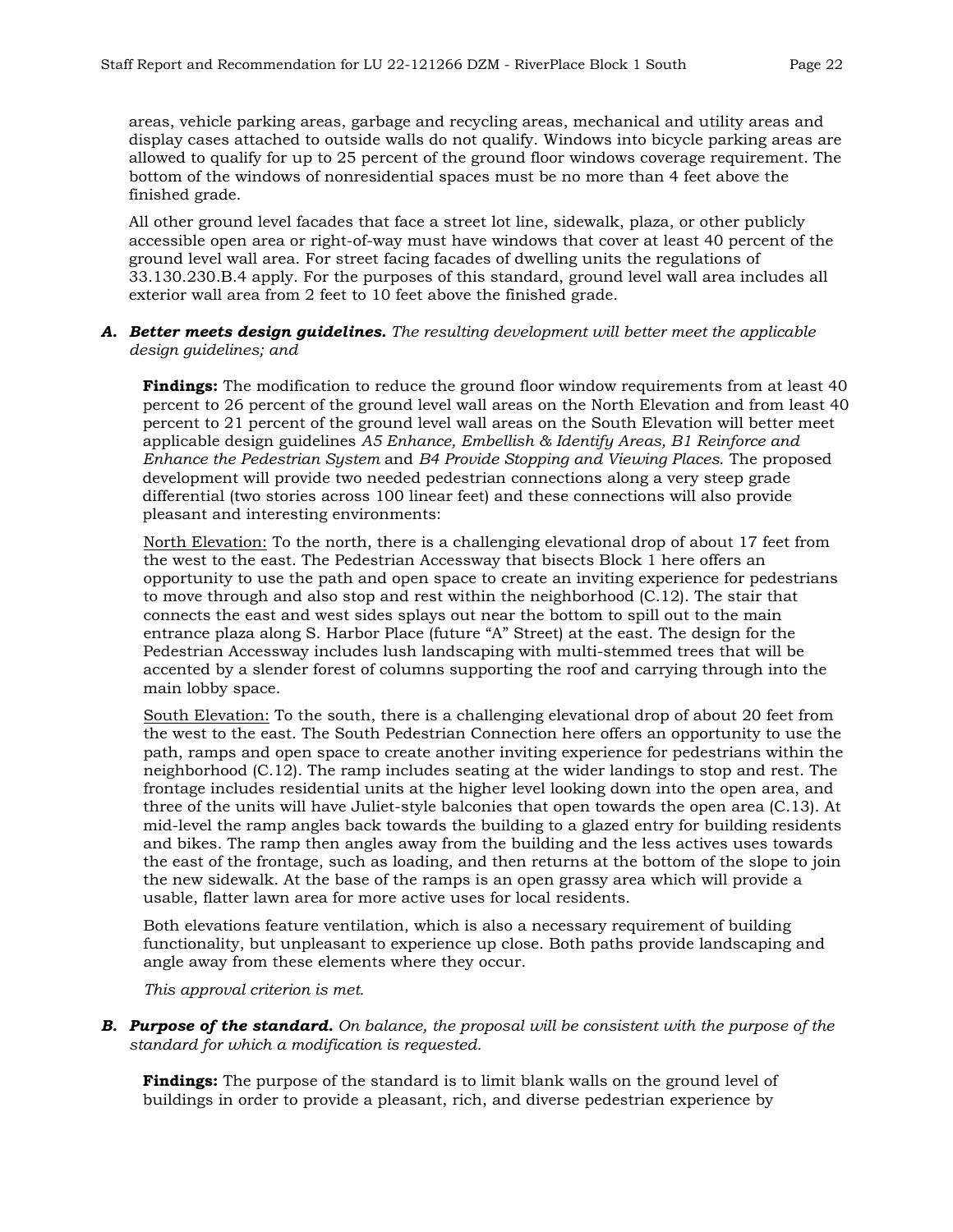areas, vehicle parking areas, garbage and recycling areas, mechanical and utility areas and display cases attached to outside walls do not qualify. Windows into bicycle parking areas are allowed to qualify for up to 25 percent of the ground floor windows coverage requirement. The bottom of the windows of nonresidential spaces must be no more than 4 feet above the finished grade.

All other ground level facades that face a street lot line, sidewalk, plaza, or other publicly accessible open area or right-of-way must have windows that cover at least 40 percent of the ground level wall area. For street facing facades of dwelling units the regulations of 33.130.230.B.4 apply. For the purposes of this standard, ground level wall area includes all exterior wall area from 2 feet to 10 feet above the finished grade.

***A. Better meets design guidelines.*** *The resulting development will better meet the applicable design guidelines; and*

**Findings:** The modification to reduce the ground floor window requirements from at least 40 percent to 26 percent of the ground level wall areas on the North Elevation and from least 40 percent to 21 percent of the ground level wall areas on the South Elevation will better meet applicable design guidelines *A5 Enhance, Embellish & Identify Areas, B1 Reinforce and Enhance the Pedestrian System* and *B4 Provide Stopping and Viewing Places*. The proposed development will provide two needed pedestrian connections along a very steep grade differential (two stories across 100 linear feet) and these connections will also provide pleasant and interesting environments:

<u>North Elevation:</u> To the north, there is a challenging elevational drop of about 17 feet from the west to the east. The Pedestrian Accessway that bisects Block 1 here offers an opportunity to use the path and open space to create an inviting experience for pedestrians to move through and also stop and rest within the neighborhood (C.12). The stair that connects the east and west sides splays out near the bottom to spill out to the main entrance plaza along S. Harbor Place (future "A" Street) at the east. The design for the Pedestrian Accessway includes lush landscaping with multi-stemmed trees that will be accented by a slender forest of columns supporting the roof and carrying through into the main lobby space.

<u>South Elevation:</u> To the south, there is a challenging elevational drop of about 20 feet from the west to the east. The South Pedestrian Connection here offers an opportunity to use the path, ramps and open space to create another inviting experience for pedestrians within the neighborhood (C.12). The ramp includes seating at the wider landings to stop and rest. The frontage includes residential units at the higher level looking down into the open area, and three of the units will have Juliet-style balconies that open towards the open area (C.13). At mid-level the ramp angles back towards the building to a glazed entry for building residents and bikes. The ramp then angles away from the building and the less actives uses towards the east of the frontage, such as loading, and then returns at the bottom of the slope to join the new sidewalk. At the base of the ramps is an open grassy area which will provide a usable, flatter lawn area for more active uses for local residents.

Both elevations feature ventilation, which is also a necessary requirement of building functionality, but unpleasant to experience up close. Both paths provide landscaping and angle away from these elements where they occur.

*This approval criterion is met.*

***B. Purpose of the standard.*** *On balance, the proposal will be consistent with the purpose of the standard for which a modification is requested.*

**Findings:** The purpose of the standard is to limit blank walls on the ground level of buildings in order to provide a pleasant, rich, and diverse pedestrian experience by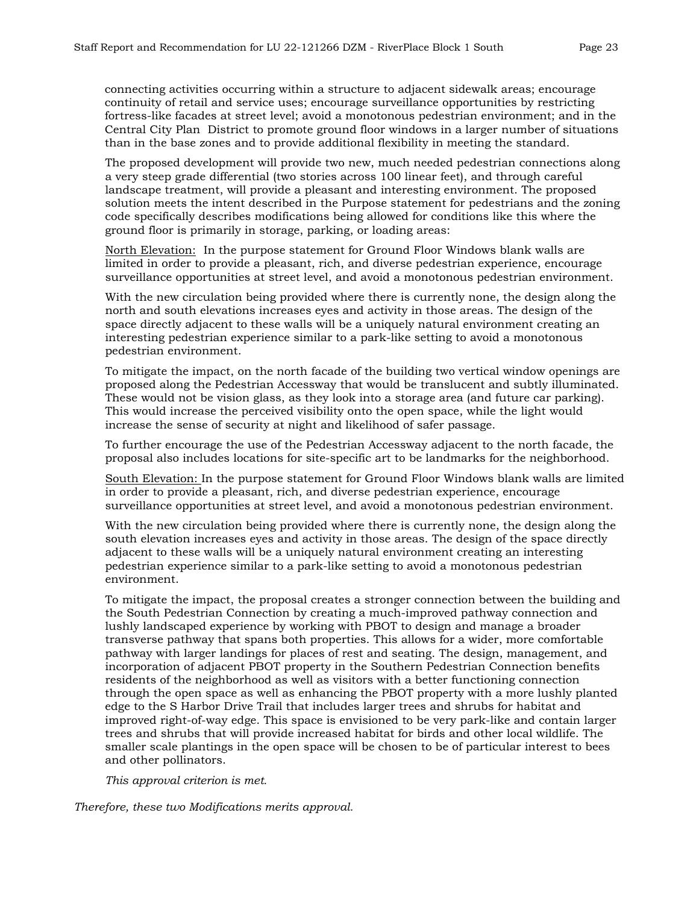connecting activities occurring within a structure to adjacent sidewalk areas; encourage continuity of retail and service uses; encourage surveillance opportunities by restricting fortress-like facades at street level; avoid a monotonous pedestrian environment; and in the Central City Plan District to promote ground floor windows in a larger number of situations than in the base zones and to provide additional flexibility in meeting the standard.

The proposed development will provide two new, much needed pedestrian connections along a very steep grade differential (two stories across 100 linear feet), and through careful landscape treatment, will provide a pleasant and interesting environment. The proposed solution meets the intent described in the Purpose statement for pedestrians and the zoning code specifically describes modifications being allowed for conditions like this where the ground floor is primarily in storage, parking, or loading areas:

<u>North Elevation:</u> In the purpose statement for Ground Floor Windows blank walls are limited in order to provide a pleasant, rich, and diverse pedestrian experience, encourage surveillance opportunities at street level, and avoid a monotonous pedestrian environment.

With the new circulation being provided where there is currently none, the design along the north and south elevations increases eyes and activity in those areas. The design of the space directly adjacent to these walls will be a uniquely natural environment creating an interesting pedestrian experience similar to a park-like setting to avoid a monotonous pedestrian environment.

To mitigate the impact, on the north facade of the building two vertical window openings are proposed along the Pedestrian Accessway that would be translucent and subtly illuminated. These would not be vision glass, as they look into a storage area (and future car parking). This would increase the perceived visibility onto the open space, while the light would increase the sense of security at night and likelihood of safer passage.

To further encourage the use of the Pedestrian Accessway adjacent to the north facade, the proposal also includes locations for site-specific art to be landmarks for the neighborhood.

<u>South Elevation:</u> In the purpose statement for Ground Floor Windows blank walls are limited in order to provide a pleasant, rich, and diverse pedestrian experience, encourage surveillance opportunities at street level, and avoid a monotonous pedestrian environment.

With the new circulation being provided where there is currently none, the design along the south elevation increases eyes and activity in those areas. The design of the space directly adjacent to these walls will be a uniquely natural environment creating an interesting pedestrian experience similar to a park-like setting to avoid a monotonous pedestrian environment.

To mitigate the impact, the proposal creates a stronger connection between the building and the South Pedestrian Connection by creating a much-improved pathway connection and lushly landscaped experience by working with PBOT to design and manage a broader transverse pathway that spans both properties. This allows for a wider, more comfortable pathway with larger landings for places of rest and seating. The design, management, and incorporation of adjacent PBOT property in the Southern Pedestrian Connection benefits residents of the neighborhood as well as visitors with a better functioning connection through the open space as well as enhancing the PBOT property with a more lushly planted edge to the S Harbor Drive Trail that includes larger trees and shrubs for habitat and improved right-of-way edge. This space is envisioned to be very park-like and contain larger trees and shrubs that will provide increased habitat for birds and other local wildlife. The smaller scale plantings in the open space will be chosen to be of particular interest to bees and other pollinators.

*This approval criterion is met.*

*Therefore, these two Modifications merits approval.*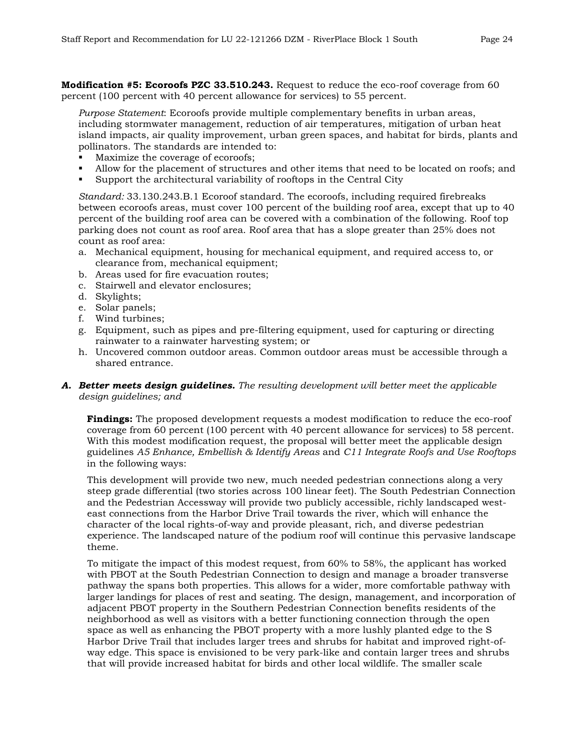**Modification #5: Ecoroofs PZC 33.510.243.** Request to reduce the eco-roof coverage from 60 percent (100 percent with 40 percent allowance for services) to 55 percent.

*Purpose Statement*: Ecoroofs provide multiple complementary benefits in urban areas, including stormwater management, reduction of air temperatures, mitigation of urban heat island impacts, air quality improvement, urban green spaces, and habitat for birds, plants and pollinators. The standards are intended to:

- Maximize the coverage of ecoroofs;
- Allow for the placement of structures and other items that need to be located on roofs; and
- Support the architectural variability of rooftops in the Central City

*Standard:* 33.130.243.B.1 Ecoroof standard. The ecoroofs, including required firebreaks between ecoroofs areas, must cover 100 percent of the building roof area, except that up to 40 percent of the building roof area can be covered with a combination of the following. Roof top parking does not count as roof area. Roof area that has a slope greater than 25% does not count as roof area:

a. Mechanical equipment, housing for mechanical equipment, and required access to, or clearance from, mechanical equipment;
b. Areas used for fire evacuation routes;
c. Stairwell and elevator enclosures;
d. Skylights;
e. Solar panels;
f. Wind turbines;
g. Equipment, such as pipes and pre-filtering equipment, used for capturing or directing rainwater to a rainwater harvesting system; or
h. Uncovered common outdoor areas. Common outdoor areas must be accessible through a shared entrance.

**A. *Better meets design guidelines.*** *The resulting development will better meet the applicable design guidelines; and*

**Findings:** The proposed development requests a modest modification to reduce the eco-roof coverage from 60 percent (100 percent with 40 percent allowance for services) to 58 percent. With this modest modification request, the proposal will better meet the applicable design guidelines *A5 Enhance, Embellish & Identify Areas* and *C11 Integrate Roofs and Use Rooftops* in the following ways:

This development will provide two new, much needed pedestrian connections along a very steep grade differential (two stories across 100 linear feet). The South Pedestrian Connection and the Pedestrian Accessway will provide two publicly accessible, richly landscaped west-east connections from the Harbor Drive Trail towards the river, which will enhance the character of the local rights-of-way and provide pleasant, rich, and diverse pedestrian experience. The landscaped nature of the podium roof will continue this pervasive landscape theme.

To mitigate the impact of this modest request, from 60% to 58%, the applicant has worked with PBOT at the South Pedestrian Connection to design and manage a broader transverse pathway the spans both properties. This allows for a wider, more comfortable pathway with larger landings for places of rest and seating. The design, management, and incorporation of adjacent PBOT property in the Southern Pedestrian Connection benefits residents of the neighborhood as well as visitors with a better functioning connection through the open space as well as enhancing the PBOT property with a more lushly planted edge to the S Harbor Drive Trail that includes larger trees and shrubs for habitat and improved right-of-way edge. This space is envisioned to be very park-like and contain larger trees and shrubs that will provide increased habitat for birds and other local wildlife. The smaller scale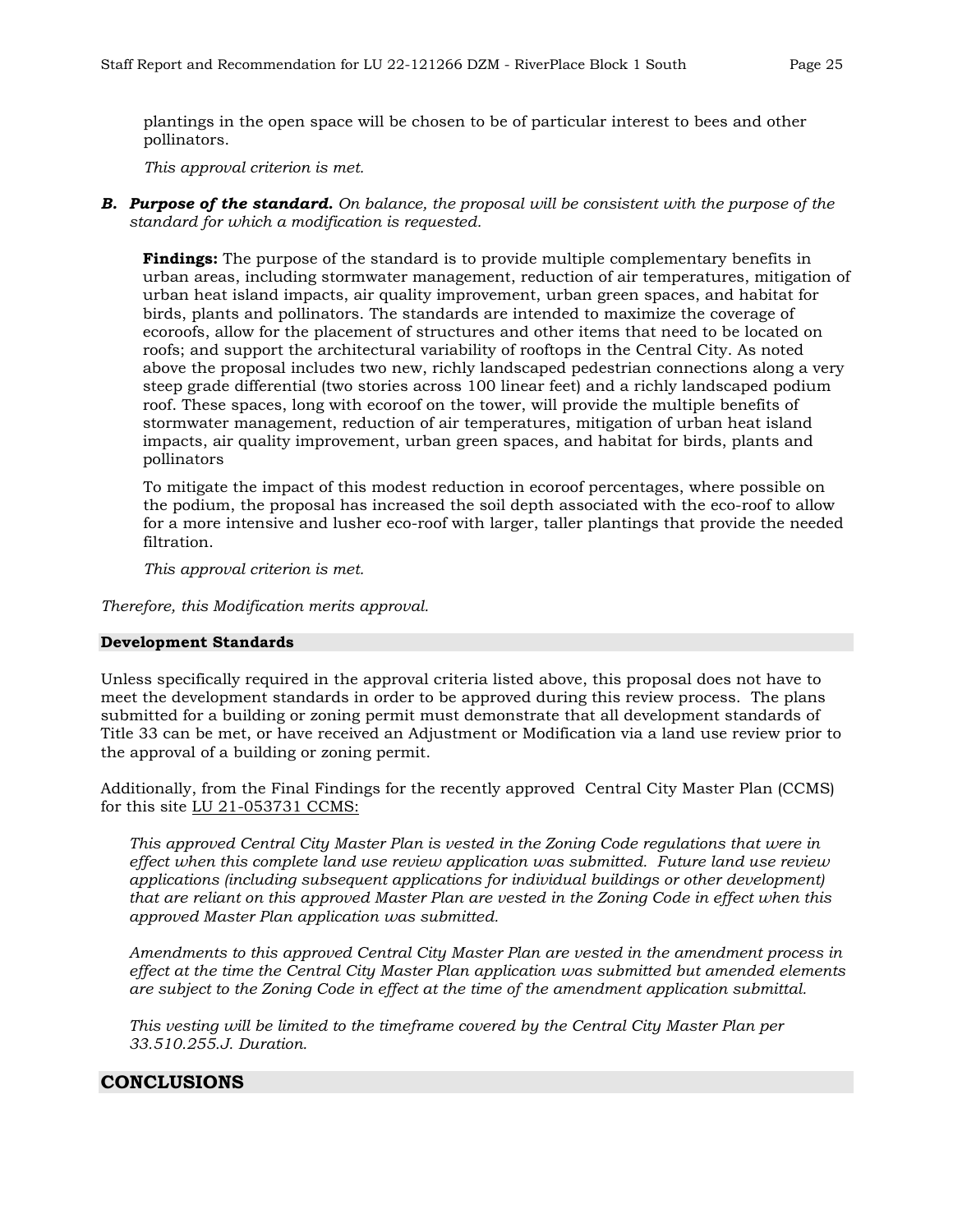plantings in the open space will be chosen to be of particular interest to bees and other pollinators.

*This approval criterion is met.*

***B. Purpose of the standard.*** *On balance, the proposal will be consistent with the purpose of the standard for which a modification is requested.*

**Findings:** The purpose of the standard is to provide multiple complementary benefits in urban areas, including stormwater management, reduction of air temperatures, mitigation of urban heat island impacts, air quality improvement, urban green spaces, and habitat for birds, plants and pollinators. The standards are intended to maximize the coverage of ecoroofs, allow for the placement of structures and other items that need to be located on roofs; and support the architectural variability of rooftops in the Central City. As noted above the proposal includes two new, richly landscaped pedestrian connections along a very steep grade differential (two stories across 100 linear feet) and a richly landscaped podium roof. These spaces, long with ecoroof on the tower, will provide the multiple benefits of stormwater management, reduction of air temperatures, mitigation of urban heat island impacts, air quality improvement, urban green spaces, and habitat for birds, plants and pollinators

To mitigate the impact of this modest reduction in ecoroof percentages, where possible on the podium, the proposal has increased the soil depth associated with the eco-roof to allow for a more intensive and lusher eco-roof with larger, taller plantings that provide the needed filtration.

*This approval criterion is met.*

*Therefore, this Modification merits approval.*

## Development Standards

Unless specifically required in the approval criteria listed above, this proposal does not have to meet the development standards in order to be approved during this review process. The plans submitted for a building or zoning permit must demonstrate that all development standards of Title 33 can be met, or have received an Adjustment or Modification via a land use review prior to the approval of a building or zoning permit.

Additionally, from the Final Findings for the recently approved Central City Master Plan (CCMS) for this site LU 21-053731 CCMS:

> *This approved Central City Master Plan is vested in the Zoning Code regulations that were in effect when this complete land use review application was submitted. Future land use review applications (including subsequent applications for individual buildings or other development) that are reliant on this approved Master Plan are vested in the Zoning Code in effect when this approved Master Plan application was submitted.*
>
> *Amendments to this approved Central City Master Plan are vested in the amendment process in effect at the time the Central City Master Plan application was submitted but amended elements are subject to the Zoning Code in effect at the time of the amendment application submittal.*
>
> *This vesting will be limited to the timeframe covered by the Central City Master Plan per 33.510.255.J. Duration.*

## CONCLUSIONS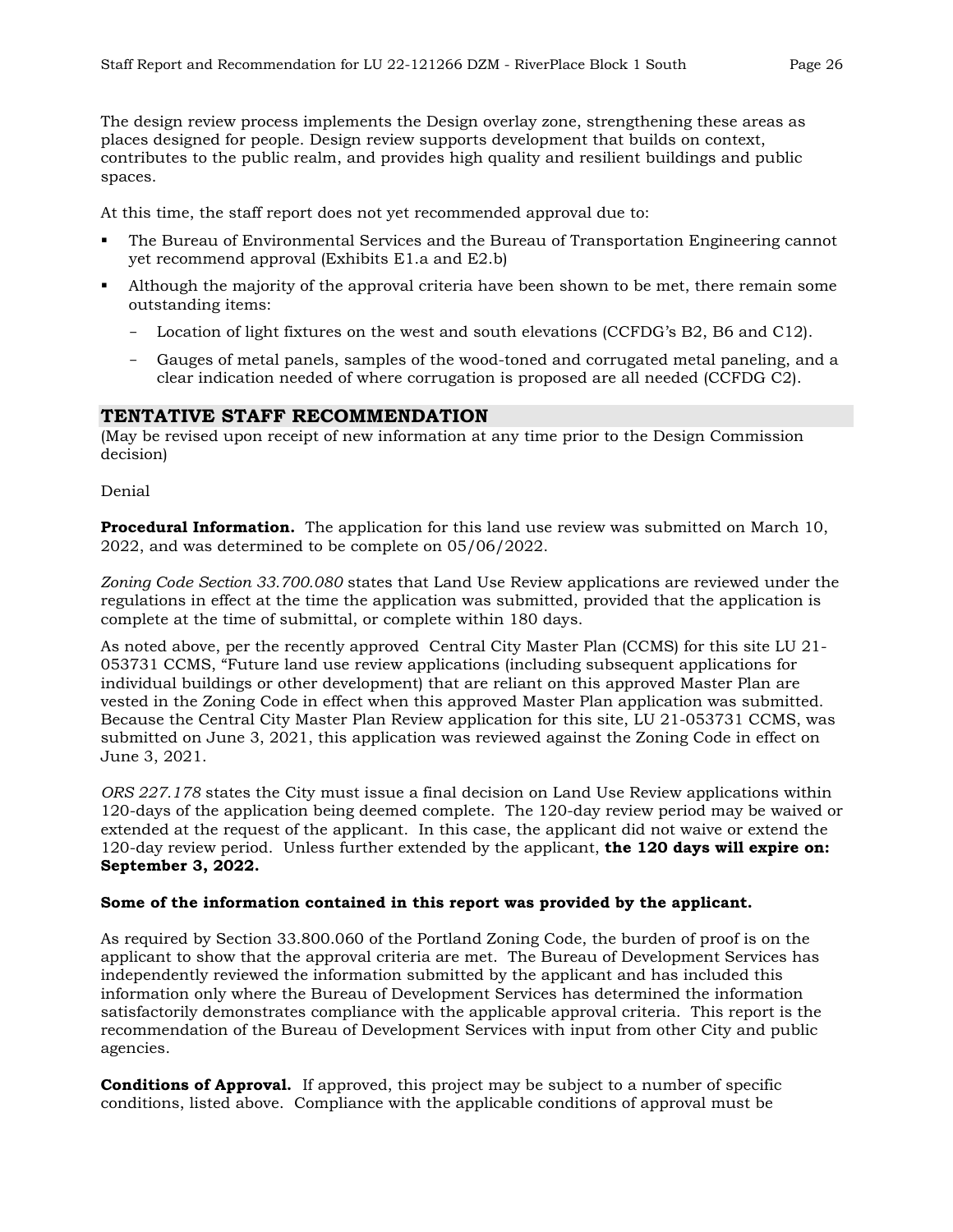The design review process implements the Design overlay zone, strengthening these areas as places designed for people. Design review supports development that builds on context, contributes to the public realm, and provides high quality and resilient buildings and public spaces.

At this time, the staff report does not yet recommended approval due to:

- The Bureau of Environmental Services and the Bureau of Transportation Engineering cannot yet recommend approval (Exhibits E1.a and E2.b)
- Although the majority of the approval criteria have been shown to be met, there remain some outstanding items:
  - Location of light fixtures on the west and south elevations (CCFDG's B2, B6 and C12).
  - Gauges of metal panels, samples of the wood-toned and corrugated metal paneling, and a clear indication needed of where corrugation is proposed are all needed (CCFDG C2).

## TENTATIVE STAFF RECOMMENDATION

(May be revised upon receipt of new information at any time prior to the Design Commission decision)

Denial

**Procedural Information.** The application for this land use review was submitted on March 10, 2022, and was determined to be complete on 05/06/2022.

*Zoning Code Section 33.700.080* states that Land Use Review applications are reviewed under the regulations in effect at the time the application was submitted, provided that the application is complete at the time of submittal, or complete within 180 days.

As noted above, per the recently approved Central City Master Plan (CCMS) for this site LU 21-053731 CCMS, "Future land use review applications (including subsequent applications for individual buildings or other development) that are reliant on this approved Master Plan are vested in the Zoning Code in effect when this approved Master Plan application was submitted. Because the Central City Master Plan Review application for this site, LU 21-053731 CCMS, was submitted on June 3, 2021, this application was reviewed against the Zoning Code in effect on June 3, 2021.

*ORS 227.178* states the City must issue a final decision on Land Use Review applications within 120-days of the application being deemed complete. The 120-day review period may be waived or extended at the request of the applicant. In this case, the applicant did not waive or extend the 120-day review period. Unless further extended by the applicant, **the 120 days will expire on: September 3, 2022.**

**Some of the information contained in this report was provided by the applicant.**

As required by Section 33.800.060 of the Portland Zoning Code, the burden of proof is on the applicant to show that the approval criteria are met. The Bureau of Development Services has independently reviewed the information submitted by the applicant and has included this information only where the Bureau of Development Services has determined the information satisfactorily demonstrates compliance with the applicable approval criteria. This report is the recommendation of the Bureau of Development Services with input from other City and public agencies.

**Conditions of Approval.** If approved, this project may be subject to a number of specific conditions, listed above. Compliance with the applicable conditions of approval must be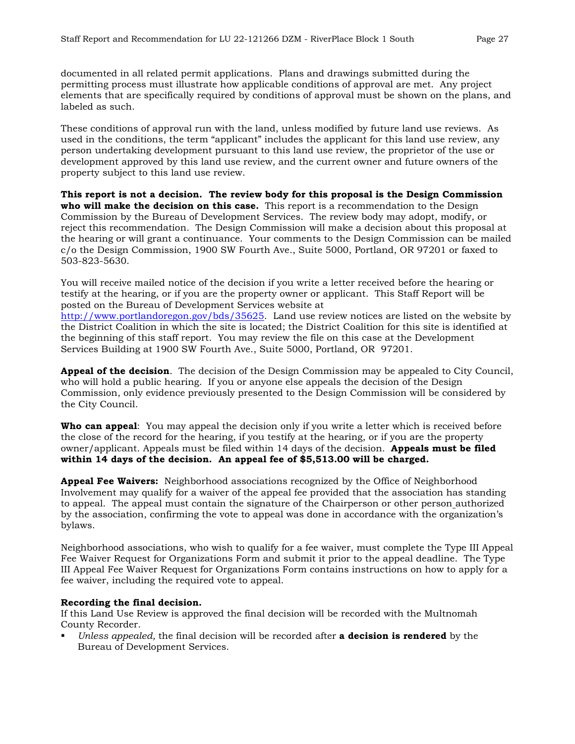documented in all related permit applications. Plans and drawings submitted during the permitting process must illustrate how applicable conditions of approval are met. Any project elements that are specifically required by conditions of approval must be shown on the plans, and labeled as such.

These conditions of approval run with the land, unless modified by future land use reviews. As used in the conditions, the term "applicant" includes the applicant for this land use review, any person undertaking development pursuant to this land use review, the proprietor of the use or development approved by this land use review, and the current owner and future owners of the property subject to this land use review.

**This report is not a decision. The review body for this proposal is the Design Commission who will make the decision on this case.** This report is a recommendation to the Design Commission by the Bureau of Development Services. The review body may adopt, modify, or reject this recommendation. The Design Commission will make a decision about this proposal at the hearing or will grant a continuance. Your comments to the Design Commission can be mailed c/o the Design Commission, 1900 SW Fourth Ave., Suite 5000, Portland, OR 97201 or faxed to 503-823-5630.

You will receive mailed notice of the decision if you write a letter received before the hearing or testify at the hearing, or if you are the property owner or applicant. This Staff Report will be posted on the Bureau of Development Services website at http://www.portlandoregon.gov/bds/35625. Land use review notices are listed on the website by the District Coalition in which the site is located; the District Coalition for this site is identified at the beginning of this staff report. You may review the file on this case at the Development Services Building at 1900 SW Fourth Ave., Suite 5000, Portland, OR 97201.

**Appeal of the decision**. The decision of the Design Commission may be appealed to City Council, who will hold a public hearing. If you or anyone else appeals the decision of the Design Commission, only evidence previously presented to the Design Commission will be considered by the City Council.

**Who can appeal**: You may appeal the decision only if you write a letter which is received before the close of the record for the hearing, if you testify at the hearing, or if you are the property owner/applicant. Appeals must be filed within 14 days of the decision. **Appeals must be filed within 14 days of the decision. An appeal fee of $5,513.00 will be charged.**

**Appeal Fee Waivers:** Neighborhood associations recognized by the Office of Neighborhood Involvement may qualify for a waiver of the appeal fee provided that the association has standing to appeal. The appeal must contain the signature of the Chairperson or other person authorized by the association, confirming the vote to appeal was done in accordance with the organization's bylaws.

Neighborhood associations, who wish to qualify for a fee waiver, must complete the Type III Appeal Fee Waiver Request for Organizations Form and submit it prior to the appeal deadline. The Type III Appeal Fee Waiver Request for Organizations Form contains instructions on how to apply for a fee waiver, including the required vote to appeal.

**Recording the final decision.**

If this Land Use Review is approved the final decision will be recorded with the Multnomah County Recorder.

- *Unless appealed,* the final decision will be recorded after **a decision is rendered** by the Bureau of Development Services.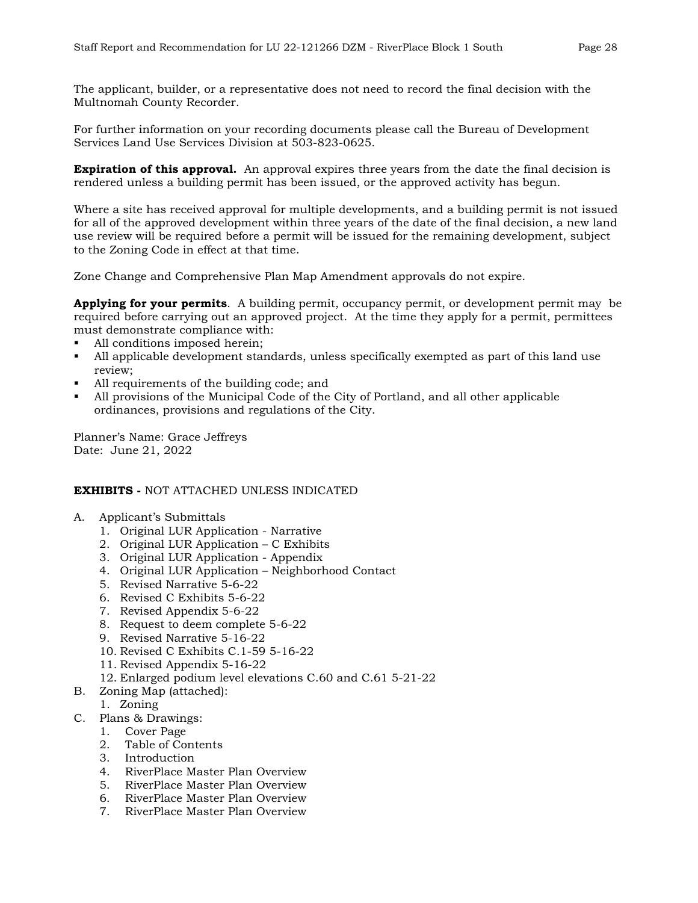The applicant, builder, or a representative does not need to record the final decision with the Multnomah County Recorder.

For further information on your recording documents please call the Bureau of Development Services Land Use Services Division at 503-823-0625.

**Expiration of this approval.** An approval expires three years from the date the final decision is rendered unless a building permit has been issued, or the approved activity has begun.

Where a site has received approval for multiple developments, and a building permit is not issued for all of the approved development within three years of the date of the final decision, a new land use review will be required before a permit will be issued for the remaining development, subject to the Zoning Code in effect at that time.

Zone Change and Comprehensive Plan Map Amendment approvals do not expire.

**Applying for your permits**. A building permit, occupancy permit, or development permit may be required before carrying out an approved project. At the time they apply for a permit, permittees must demonstrate compliance with:

- All conditions imposed herein;
- All applicable development standards, unless specifically exempted as part of this land use review;
- All requirements of the building code; and
- All provisions of the Municipal Code of the City of Portland, and all other applicable ordinances, provisions and regulations of the City.

Planner's Name: Grace Jeffreys
Date: June 21, 2022

**EXHIBITS -** NOT ATTACHED UNLESS INDICATED

A. Applicant's Submittals
   1. Original LUR Application - Narrative
   2. Original LUR Application – C Exhibits
   3. Original LUR Application - Appendix
   4. Original LUR Application – Neighborhood Contact
   5. Revised Narrative 5-6-22
   6. Revised C Exhibits 5-6-22
   7. Revised Appendix 5-6-22
   8. Request to deem complete 5-6-22
   9. Revised Narrative 5-16-22
   10. Revised C Exhibits C.1-59 5-16-22
   11. Revised Appendix 5-16-22
   12. Enlarged podium level elevations C.60 and C.61 5-21-22

B. Zoning Map (attached):
   1. Zoning

C. Plans & Drawings:
   1. Cover Page
   2. Table of Contents
   3. Introduction
   4. RiverPlace Master Plan Overview
   5. RiverPlace Master Plan Overview
   6. RiverPlace Master Plan Overview
   7. RiverPlace Master Plan Overview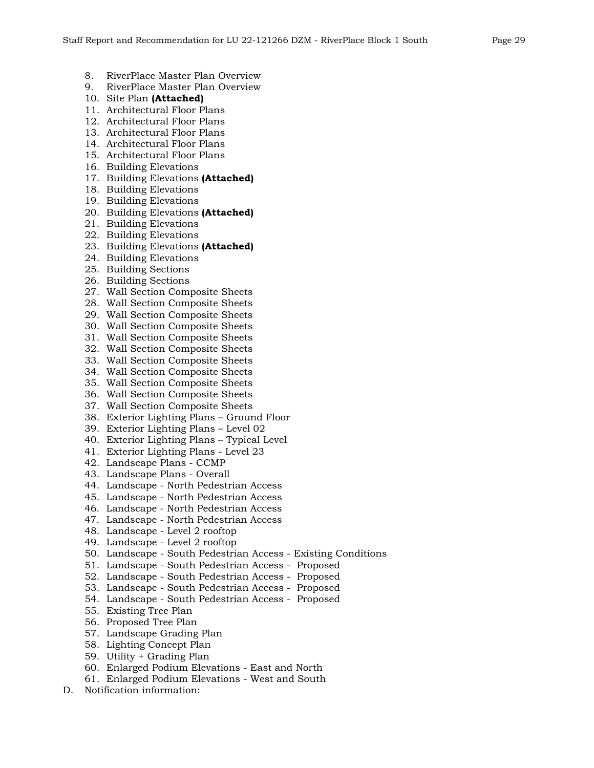8. RiverPlace Master Plan Overview
9. RiverPlace Master Plan Overview
10. Site Plan **(Attached)**
11. Architectural Floor Plans
12. Architectural Floor Plans
13. Architectural Floor Plans
14. Architectural Floor Plans
15. Architectural Floor Plans
16. Building Elevations
17. Building Elevations **(Attached)**
18. Building Elevations
19. Building Elevations
20. Building Elevations **(Attached)**
21. Building Elevations
22. Building Elevations
23. Building Elevations **(Attached)**
24. Building Elevations
25. Building Sections
26. Building Sections
27. Wall Section Composite Sheets
28. Wall Section Composite Sheets
29. Wall Section Composite Sheets
30. Wall Section Composite Sheets
31. Wall Section Composite Sheets
32. Wall Section Composite Sheets
33. Wall Section Composite Sheets
34. Wall Section Composite Sheets
35. Wall Section Composite Sheets
36. Wall Section Composite Sheets
37. Wall Section Composite Sheets
38. Exterior Lighting Plans – Ground Floor
39. Exterior Lighting Plans – Level 02
40. Exterior Lighting Plans – Typical Level
41. Exterior Lighting Plans - Level 23
42. Landscape Plans - CCMP
43. Landscape Plans - Overall
44. Landscape - North Pedestrian Access
45. Landscape - North Pedestrian Access
46. Landscape - North Pedestrian Access
47. Landscape - North Pedestrian Access
48. Landscape - Level 2 rooftop
49. Landscape - Level 2 rooftop
50. Landscape - South Pedestrian Access - Existing Conditions
51. Landscape - South Pedestrian Access - Proposed
52. Landscape - South Pedestrian Access - Proposed
53. Landscape - South Pedestrian Access - Proposed
54. Landscape - South Pedestrian Access - Proposed
55. Existing Tree Plan
56. Proposed Tree Plan
57. Landscape Grading Plan
58. Lighting Concept Plan
59. Utility + Grading Plan
60. Enlarged Podium Elevations - East and North
61. Enlarged Podium Elevations - West and South

D. Notification information: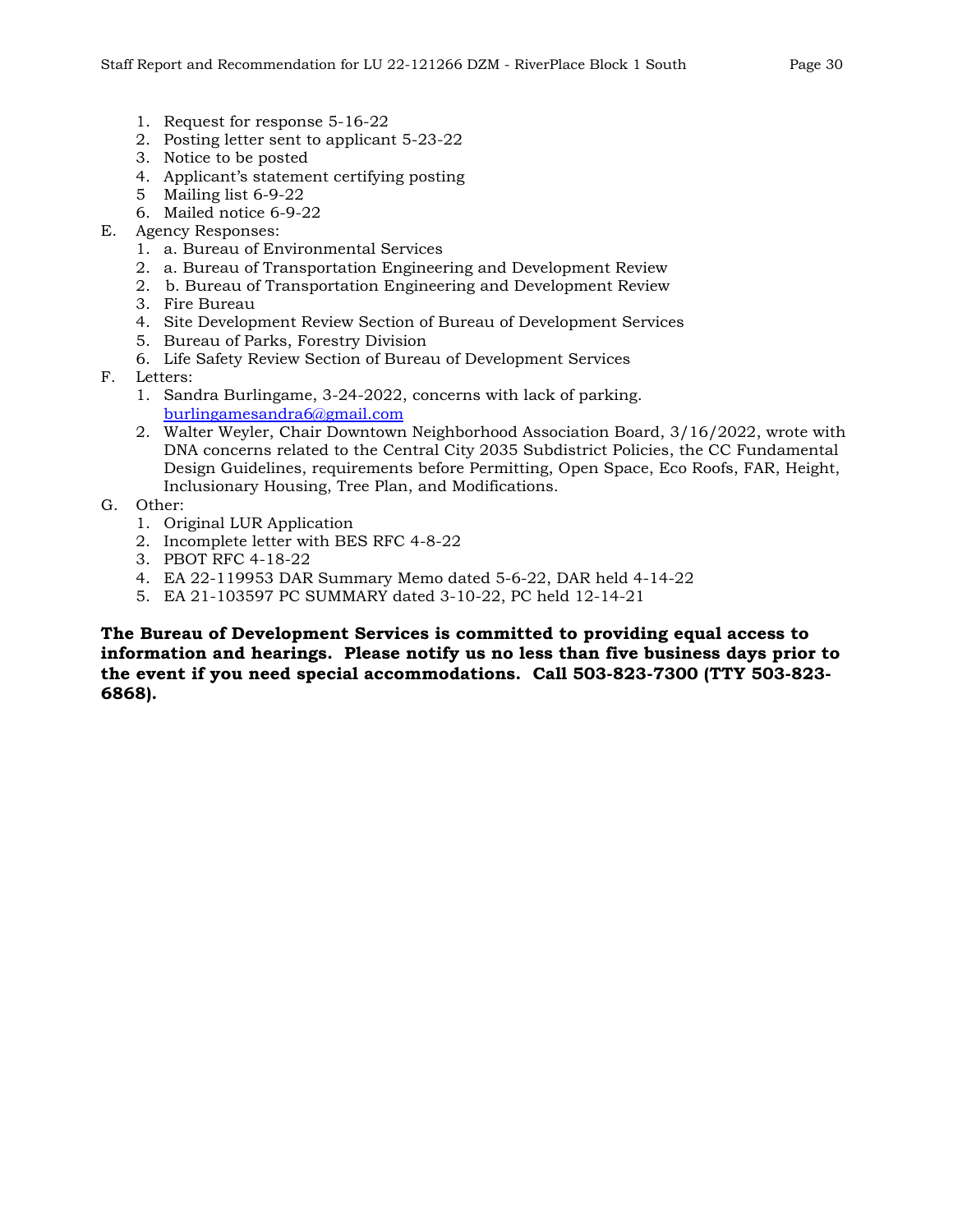1. Request for response 5-16-22
2. Posting letter sent to applicant 5-23-22
3. Notice to be posted
4. Applicant's statement certifying posting
5 Mailing list 6-9-22
6. Mailed notice 6-9-22

E. Agency Responses:
1. a. Bureau of Environmental Services
2. a. Bureau of Transportation Engineering and Development Review
2. b. Bureau of Transportation Engineering and Development Review
3. Fire Bureau
4. Site Development Review Section of Bureau of Development Services
5. Bureau of Parks, Forestry Division
6. Life Safety Review Section of Bureau of Development Services

F. Letters:
1. Sandra Burlingame, 3-24-2022, concerns with lack of parking. burlingamesandra6@gmail.com
2. Walter Weyler, Chair Downtown Neighborhood Association Board, 3/16/2022, wrote with DNA concerns related to the Central City 2035 Subdistrict Policies, the CC Fundamental Design Guidelines, requirements before Permitting, Open Space, Eco Roofs, FAR, Height, Inclusionary Housing, Tree Plan, and Modifications.

G. Other:
1. Original LUR Application
2. Incomplete letter with BES RFC 4-8-22
3. PBOT RFC 4-18-22
4. EA 22-119953 DAR Summary Memo dated 5-6-22, DAR held 4-14-22
5. EA 21-103597 PC SUMMARY dated 3-10-22, PC held 12-14-21

**The Bureau of Development Services is committed to providing equal access to information and hearings. Please notify us no less than five business days prior to the event if you need special accommodations. Call 503-823-7300 (TTY 503-823-6868).**